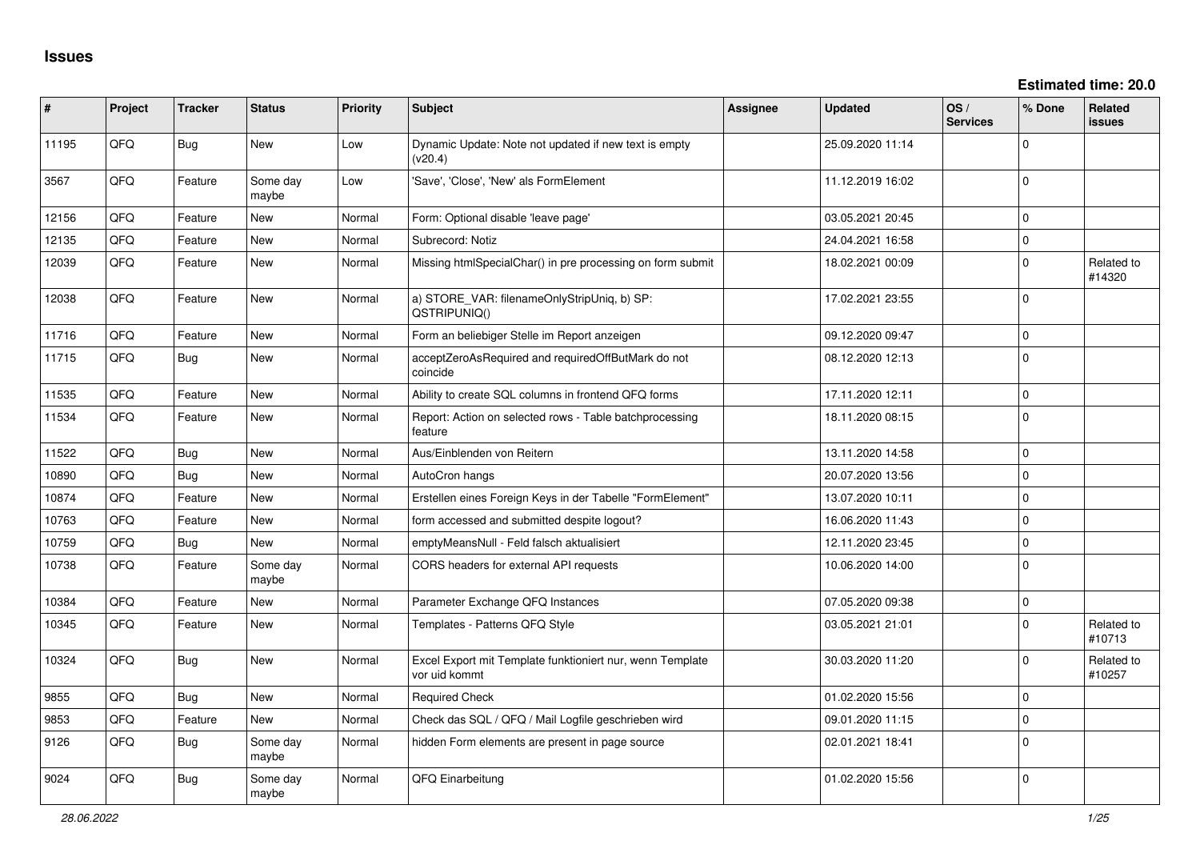# Issues

**Estimated time: 20.0**

| # | Project | Tracker | Status | Priority | Subject | Assignee | Updated | OS / Services | % Done | Related issues |
|---|---|---|---|---|---|---|---|---|---|---|
| 11195 | QFQ | Bug | New | Low | Dynamic Update: Note not updated if new text is empty (v20.4) | | 25.09.2020 11:14 | | 0 | |
| 3567 | QFQ | Feature | Some day maybe | Low | 'Save', 'Close', 'New' als FormElement | | 11.12.2019 16:02 | | 0 | |
| 12156 | QFQ | Feature | New | Normal | Form: Optional disable 'leave page' | | 03.05.2021 20:45 | | 0 | |
| 12135 | QFQ | Feature | New | Normal | Subrecord: Notiz | | 24.04.2021 16:58 | | 0 | |
| 12039 | QFQ | Feature | New | Normal | Missing htmlSpecialChar() in pre processing on form submit | | 18.02.2021 00:09 | | 0 | Related to #14320 |
| 12038 | QFQ | Feature | New | Normal | a) STORE_VAR: filenameOnlyStripUniq, b) SP: QSTRIPUNIQ() | | 17.02.2021 23:55 | | 0 | |
| 11716 | QFQ | Feature | New | Normal | Form an beliebiger Stelle im Report anzeigen | | 09.12.2020 09:47 | | 0 | |
| 11715 | QFQ | Bug | New | Normal | acceptZeroAsRequired and requiredOffButMark do not coincide | | 08.12.2020 12:13 | | 0 | |
| 11535 | QFQ | Feature | New | Normal | Ability to create SQL columns in frontend QFQ forms | | 17.11.2020 12:11 | | 0 | |
| 11534 | QFQ | Feature | New | Normal | Report: Action on selected rows - Table batchprocessing feature | | 18.11.2020 08:15 | | 0 | |
| 11522 | QFQ | Bug | New | Normal | Aus/Einblenden von Reitern | | 13.11.2020 14:58 | | 0 | |
| 10890 | QFQ | Bug | New | Normal | AutoCron hangs | | 20.07.2020 13:56 | | 0 | |
| 10874 | QFQ | Feature | New | Normal | Erstellen eines Foreign Keys in der Tabelle "FormElement" | | 13.07.2020 10:11 | | 0 | |
| 10763 | QFQ | Feature | New | Normal | form accessed and submitted despite logout? | | 16.06.2020 11:43 | | 0 | |
| 10759 | QFQ | Bug | New | Normal | emptyMeansNull - Feld falsch aktualisiert | | 12.11.2020 23:45 | | 0 | |
| 10738 | QFQ | Feature | Some day maybe | Normal | CORS headers for external API requests | | 10.06.2020 14:00 | | 0 | |
| 10384 | QFQ | Feature | New | Normal | Parameter Exchange QFQ Instances | | 07.05.2020 09:38 | | 0 | |
| 10345 | QFQ | Feature | New | Normal | Templates - Patterns QFQ Style | | 03.05.2021 21:01 | | 0 | Related to #10713 |
| 10324 | QFQ | Bug | New | Normal | Excel Export mit Template funktioniert nur, wenn Template vor uid kommt | | 30.03.2020 11:20 | | 0 | Related to #10257 |
| 9855 | QFQ | Bug | New | Normal | Required Check | | 01.02.2020 15:56 | | 0 | |
| 9853 | QFQ | Feature | New | Normal | Check das SQL / QFQ / Mail Logfile geschrieben wird | | 09.01.2020 11:15 | | 0 | |
| 9126 | QFQ | Bug | Some day maybe | Normal | hidden Form elements are present in page source | | 02.01.2021 18:41 | | 0 | |
| 9024 | QFQ | Bug | Some day maybe | Normal | QFQ Einarbeitung | | 01.02.2020 15:56 | | 0 | |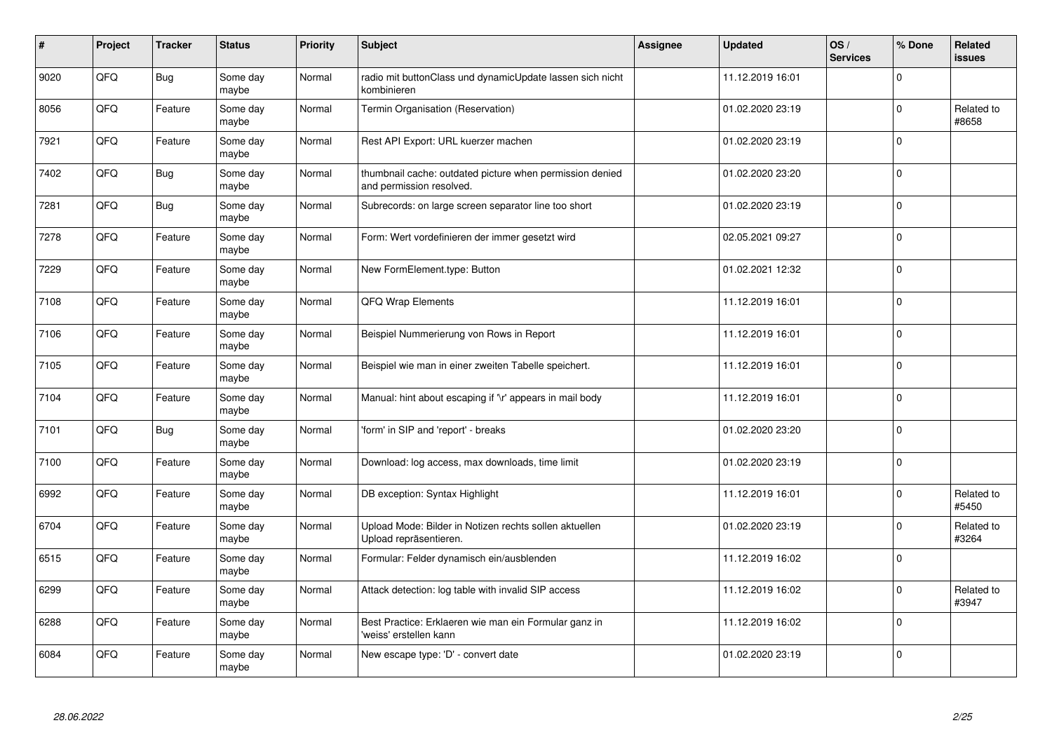| # | Project | Tracker | Status | Priority | Subject | Assignee | Updated | OS / Services | % Done | Related issues |
|---|---|---|---|---|---|---|---|---|---|---|
| 9020 | QFQ | Bug | Some day maybe | Normal | radio mit buttonClass und dynamicUpdate lassen sich nicht kombinieren | | 11.12.2019 16:01 | | 0 | |
| 8056 | QFQ | Feature | Some day maybe | Normal | Termin Organisation (Reservation) | | 01.02.2020 23:19 | | 0 | Related to #8658 |
| 7921 | QFQ | Feature | Some day maybe | Normal | Rest API Export: URL kuerzer machen | | 01.02.2020 23:19 | | 0 | |
| 7402 | QFQ | Bug | Some day maybe | Normal | thumbnail cache: outdated picture when permission denied and permission resolved. | | 01.02.2020 23:20 | | 0 | |
| 7281 | QFQ | Bug | Some day maybe | Normal | Subrecords: on large screen separator line too short | | 01.02.2020 23:19 | | 0 | |
| 7278 | QFQ | Feature | Some day maybe | Normal | Form: Wert vordefinieren der immer gesetzt wird | | 02.05.2021 09:27 | | 0 | |
| 7229 | QFQ | Feature | Some day maybe | Normal | New FormElement.type: Button | | 01.02.2021 12:32 | | 0 | |
| 7108 | QFQ | Feature | Some day maybe | Normal | QFQ Wrap Elements | | 11.12.2019 16:01 | | 0 | |
| 7106 | QFQ | Feature | Some day maybe | Normal | Beispiel Nummerierung von Rows in Report | | 11.12.2019 16:01 | | 0 | |
| 7105 | QFQ | Feature | Some day maybe | Normal | Beispiel wie man in einer zweiten Tabelle speichert. | | 11.12.2019 16:01 | | 0 | |
| 7104 | QFQ | Feature | Some day maybe | Normal | Manual: hint about escaping if '\r' appears in mail body | | 11.12.2019 16:01 | | 0 | |
| 7101 | QFQ | Bug | Some day maybe | Normal | 'form' in SIP and 'report' - breaks | | 01.02.2020 23:20 | | 0 | |
| 7100 | QFQ | Feature | Some day maybe | Normal | Download: log access, max downloads, time limit | | 01.02.2020 23:19 | | 0 | |
| 6992 | QFQ | Feature | Some day maybe | Normal | DB exception: Syntax Highlight | | 11.12.2019 16:01 | | 0 | Related to #5450 |
| 6704 | QFQ | Feature | Some day maybe | Normal | Upload Mode: Bilder in Notizen rechts sollen aktuellen Upload repräsentieren. | | 01.02.2020 23:19 | | 0 | Related to #3264 |
| 6515 | QFQ | Feature | Some day maybe | Normal | Formular: Felder dynamisch ein/ausblenden | | 11.12.2019 16:02 | | 0 | |
| 6299 | QFQ | Feature | Some day maybe | Normal | Attack detection: log table with invalid SIP access | | 11.12.2019 16:02 | | 0 | Related to #3947 |
| 6288 | QFQ | Feature | Some day maybe | Normal | Best Practice: Erklaeren wie man ein Formular ganz in 'weiss' erstellen kann | | 11.12.2019 16:02 | | 0 | |
| 6084 | QFQ | Feature | Some day maybe | Normal | New escape type: 'D' - convert date | | 01.02.2020 23:19 | | 0 | |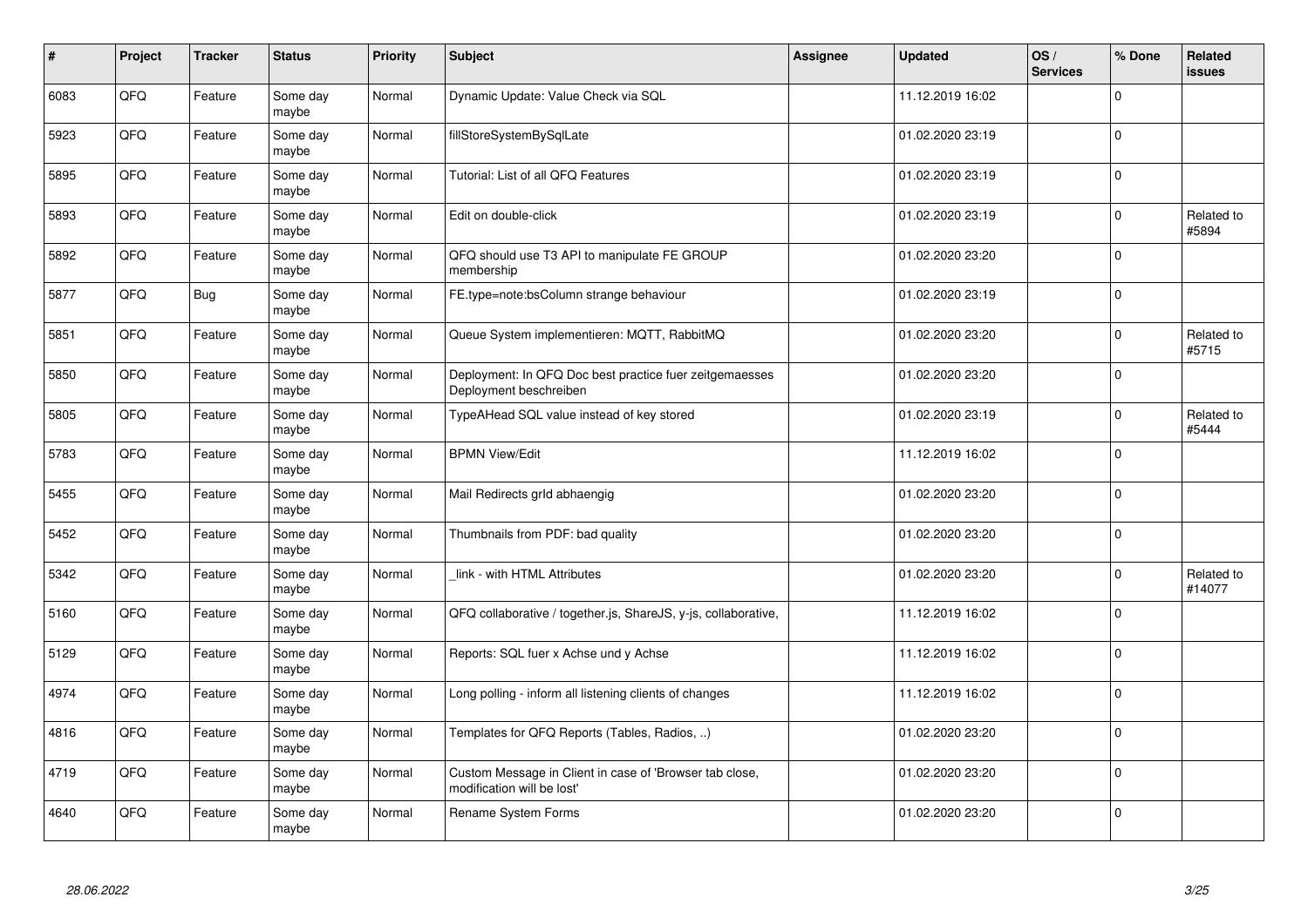| # | Project | Tracker | Status | Priority | Subject | Assignee | Updated | OS / Services | % Done | Related issues |
|---|---|---|---|---|---|---|---|---|---|---|
| 6083 | QFQ | Feature | Some day maybe | Normal | Dynamic Update: Value Check via SQL | | 11.12.2019 16:02 | | 0 | |
| 5923 | QFQ | Feature | Some day maybe | Normal | fillStoreSystemBySqlLate | | 01.02.2020 23:19 | | 0 | |
| 5895 | QFQ | Feature | Some day maybe | Normal | Tutorial: List of all QFQ Features | | 01.02.2020 23:19 | | 0 | |
| 5893 | QFQ | Feature | Some day maybe | Normal | Edit on double-click | | 01.02.2020 23:19 | | 0 | Related to #5894 |
| 5892 | QFQ | Feature | Some day maybe | Normal | QFQ should use T3 API to manipulate FE GROUP membership | | 01.02.2020 23:20 | | 0 | |
| 5877 | QFQ | Bug | Some day maybe | Normal | FE.type=note:bsColumn strange behaviour | | 01.02.2020 23:19 | | 0 | |
| 5851 | QFQ | Feature | Some day maybe | Normal | Queue System implementieren: MQTT, RabbitMQ | | 01.02.2020 23:20 | | 0 | Related to #5715 |
| 5850 | QFQ | Feature | Some day maybe | Normal | Deployment: In QFQ Doc best practice fuer zeitgemaesses Deployment beschreiben | | 01.02.2020 23:20 | | 0 | |
| 5805 | QFQ | Feature | Some day maybe | Normal | TypeAHead SQL value instead of key stored | | 01.02.2020 23:19 | | 0 | Related to #5444 |
| 5783 | QFQ | Feature | Some day maybe | Normal | BPMN View/Edit | | 11.12.2019 16:02 | | 0 | |
| 5455 | QFQ | Feature | Some day maybe | Normal | Mail Redirects grId abhaengig | | 01.02.2020 23:20 | | 0 | |
| 5452 | QFQ | Feature | Some day maybe | Normal | Thumbnails from PDF: bad quality | | 01.02.2020 23:20 | | 0 | |
| 5342 | QFQ | Feature | Some day maybe | Normal | _link - with HTML Attributes | | 01.02.2020 23:20 | | 0 | Related to #14077 |
| 5160 | QFQ | Feature | Some day maybe | Normal | QFQ collaborative / together.js, ShareJS, y-js, collaborative, | | 11.12.2019 16:02 | | 0 | |
| 5129 | QFQ | Feature | Some day maybe | Normal | Reports: SQL fuer x Achse und y Achse | | 11.12.2019 16:02 | | 0 | |
| 4974 | QFQ | Feature | Some day maybe | Normal | Long polling - inform all listening clients of changes | | 11.12.2019 16:02 | | 0 | |
| 4816 | QFQ | Feature | Some day maybe | Normal | Templates for QFQ Reports (Tables, Radios, ..) | | 01.02.2020 23:20 | | 0 | |
| 4719 | QFQ | Feature | Some day maybe | Normal | Custom Message in Client in case of 'Browser tab close, modification will be lost' | | 01.02.2020 23:20 | | 0 | |
| 4640 | QFQ | Feature | Some day maybe | Normal | Rename System Forms | | 01.02.2020 23:20 | | 0 | |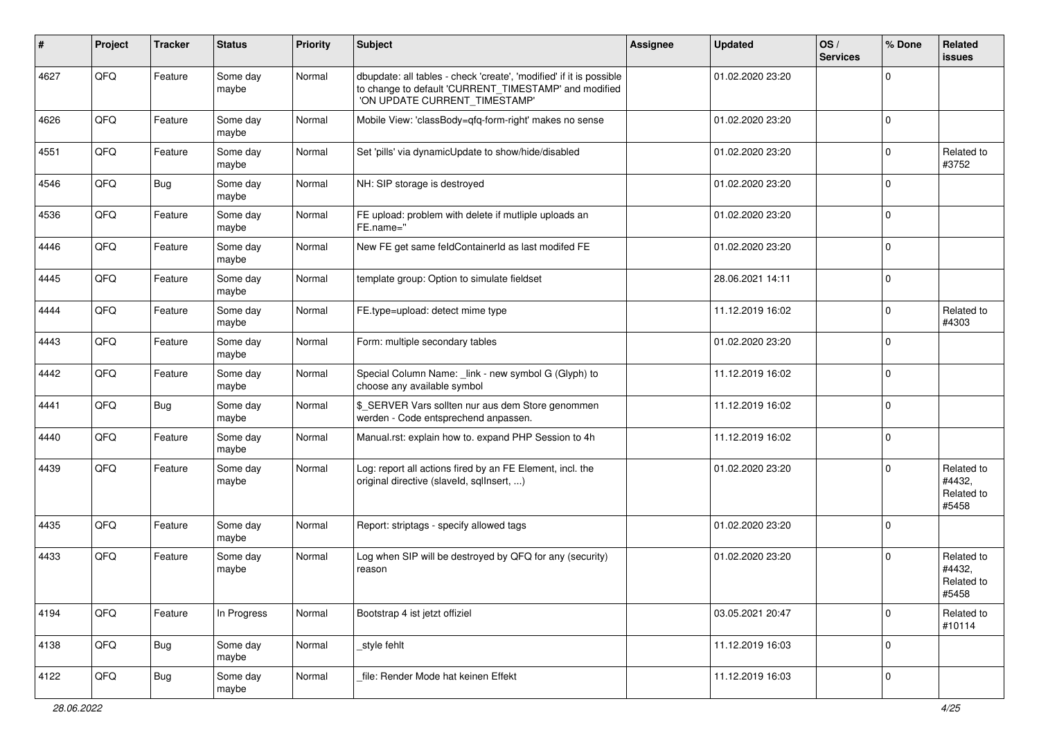| # | Project | Tracker | Status | Priority | Subject | Assignee | Updated | OS / Services | % Done | Related issues |
|---|---|---|---|---|---|---|---|---|---|---|
| 4627 | QFQ | Feature | Some day maybe | Normal | dbupdate: all tables - check 'create', 'modified' if it is possible to change to default 'CURRENT_TIMESTAMP' and modified 'ON UPDATE CURRENT_TIMESTAMP' | | 01.02.2020 23:20 | | 0 | |
| 4626 | QFQ | Feature | Some day maybe | Normal | Mobile View: 'classBody=qfq-form-right' makes no sense | | 01.02.2020 23:20 | | 0 | |
| 4551 | QFQ | Feature | Some day maybe | Normal | Set 'pills' via dynamicUpdate to show/hide/disabled | | 01.02.2020 23:20 | | 0 | Related to #3752 |
| 4546 | QFQ | Bug | Some day maybe | Normal | NH: SIP storage is destroyed | | 01.02.2020 23:20 | | 0 | |
| 4536 | QFQ | Feature | Some day maybe | Normal | FE upload: problem with delete if mutliple uploads an FE.name='' | | 01.02.2020 23:20 | | 0 | |
| 4446 | QFQ | Feature | Some day maybe | Normal | New FE get same feldContainerId as last modifed FE | | 01.02.2020 23:20 | | 0 | |
| 4445 | QFQ | Feature | Some day maybe | Normal | template group: Option to simulate fieldset | | 28.06.2021 14:11 | | 0 | |
| 4444 | QFQ | Feature | Some day maybe | Normal | FE.type=upload: detect mime type | | 11.12.2019 16:02 | | 0 | Related to #4303 |
| 4443 | QFQ | Feature | Some day maybe | Normal | Form: multiple secondary tables | | 01.02.2020 23:20 | | 0 | |
| 4442 | QFQ | Feature | Some day maybe | Normal | Special Column Name: _link - new symbol G (Glyph) to choose any available symbol | | 11.12.2019 16:02 | | 0 | |
| 4441 | QFQ | Bug | Some day maybe | Normal | $_SERVER Vars sollten nur aus dem Store genommen werden - Code entsprechend anpassen. | | 11.12.2019 16:02 | | 0 | |
| 4440 | QFQ | Feature | Some day maybe | Normal | Manual.rst: explain how to. expand PHP Session to 4h | | 11.12.2019 16:02 | | 0 | |
| 4439 | QFQ | Feature | Some day maybe | Normal | Log: report all actions fired by an FE Element, incl. the original directive (slaveId, sqlInsert, ...) | | 01.02.2020 23:20 | | 0 | Related to #4432, Related to #5458 |
| 4435 | QFQ | Feature | Some day maybe | Normal | Report: striptags - specify allowed tags | | 01.02.2020 23:20 | | 0 | |
| 4433 | QFQ | Feature | Some day maybe | Normal | Log when SIP will be destroyed by QFQ for any (security) reason | | 01.02.2020 23:20 | | 0 | Related to #4432, Related to #5458 |
| 4194 | QFQ | Feature | In Progress | Normal | Bootstrap 4 ist jetzt offiziel | | 03.05.2021 20:47 | | 0 | Related to #10114 |
| 4138 | QFQ | Bug | Some day maybe | Normal | _style fehlt | | 11.12.2019 16:03 | | 0 | |
| 4122 | QFQ | Bug | Some day maybe | Normal | _file: Render Mode hat keinen Effekt | | 11.12.2019 16:03 | | 0 | |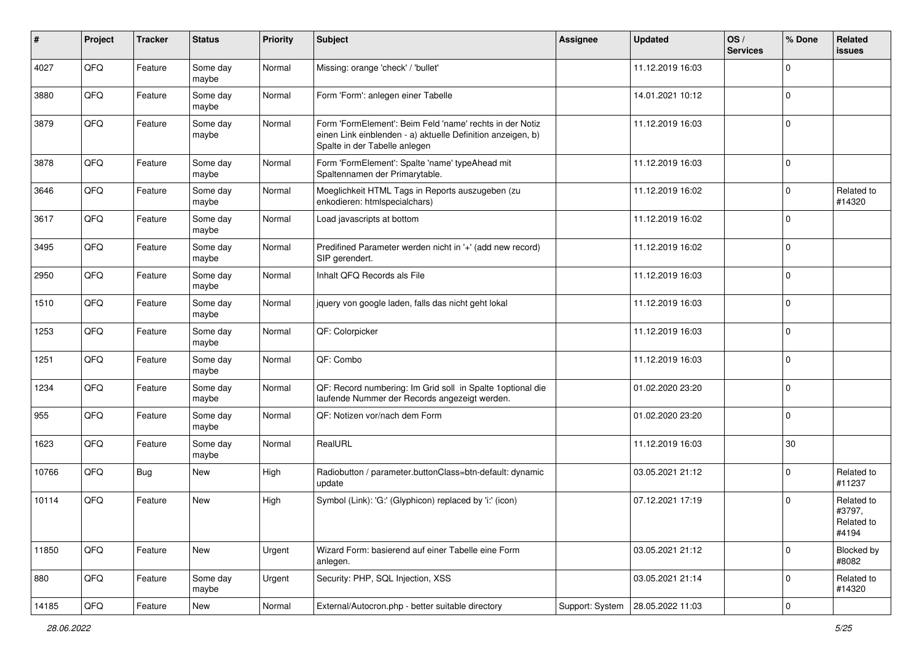| # | Project | Tracker | Status | Priority | Subject | Assignee | Updated | OS / Services | % Done | Related issues |
|---|---|---|---|---|---|---|---|---|---|---|
| 4027 | QFQ | Feature | Some day maybe | Normal | Missing: orange 'check' / 'bullet' | | 11.12.2019 16:03 | | 0 | |
| 3880 | QFQ | Feature | Some day maybe | Normal | Form 'Form': anlegen einer Tabelle | | 14.01.2021 10:12 | | 0 | |
| 3879 | QFQ | Feature | Some day maybe | Normal | Form 'FormElement': Beim Feld 'name' rechts in der Notiz einen Link einblenden - a) aktuelle Definition anzeigen, b) Spalte in der Tabelle anlegen | | 11.12.2019 16:03 | | 0 | |
| 3878 | QFQ | Feature | Some day maybe | Normal | Form 'FormElement': Spalte 'name' typeAhead mit Spaltennamen der Primarytable. | | 11.12.2019 16:03 | | 0 | |
| 3646 | QFQ | Feature | Some day maybe | Normal | Moeglichkeit HTML Tags in Reports auszugeben (zu enkodieren: htmlspecialchars) | | 11.12.2019 16:02 | | 0 | Related to #14320 |
| 3617 | QFQ | Feature | Some day maybe | Normal | Load javascripts at bottom | | 11.12.2019 16:02 | | 0 | |
| 3495 | QFQ | Feature | Some day maybe | Normal | Predifined Parameter werden nicht in '+' (add new record) SIP gerendert. | | 11.12.2019 16:02 | | 0 | |
| 2950 | QFQ | Feature | Some day maybe | Normal | Inhalt QFQ Records als File | | 11.12.2019 16:03 | | 0 | |
| 1510 | QFQ | Feature | Some day maybe | Normal | jquery von google laden, falls das nicht geht lokal | | 11.12.2019 16:03 | | 0 | |
| 1253 | QFQ | Feature | Some day maybe | Normal | QF: Colorpicker | | 11.12.2019 16:03 | | 0 | |
| 1251 | QFQ | Feature | Some day maybe | Normal | QF: Combo | | 11.12.2019 16:03 | | 0 | |
| 1234 | QFQ | Feature | Some day maybe | Normal | QF: Record numbering: Im Grid soll in Spalte 1optional die laufende Nummer der Records angezeigt werden. | | 01.02.2020 23:20 | | 0 | |
| 955 | QFQ | Feature | Some day maybe | Normal | QF: Notizen vor/nach dem Form | | 01.02.2020 23:20 | | 0 | |
| 1623 | QFQ | Feature | Some day maybe | Normal | RealURL | | 11.12.2019 16:03 | | 30 | |
| 10766 | QFQ | Bug | New | High | Radiobutton / parameter.buttonClass=btn-default: dynamic update | | 03.05.2021 21:12 | | 0 | Related to #11237 |
| 10114 | QFQ | Feature | New | High | Symbol (Link): 'G:' (Glyphicon) replaced by 'i:' (icon) | | 07.12.2021 17:19 | | 0 | Related to #3797, Related to #4194 |
| 11850 | QFQ | Feature | New | Urgent | Wizard Form: basierend auf einer Tabelle eine Form anlegen. | | 03.05.2021 21:12 | | 0 | Blocked by #8082 |
| 880 | QFQ | Feature | Some day maybe | Urgent | Security: PHP, SQL Injection, XSS | | 03.05.2021 21:14 | | 0 | Related to #14320 |
| 14185 | QFQ | Feature | New | Normal | External/Autocron.php - better suitable directory | Support: System | 28.05.2022 11:03 | | 0 | |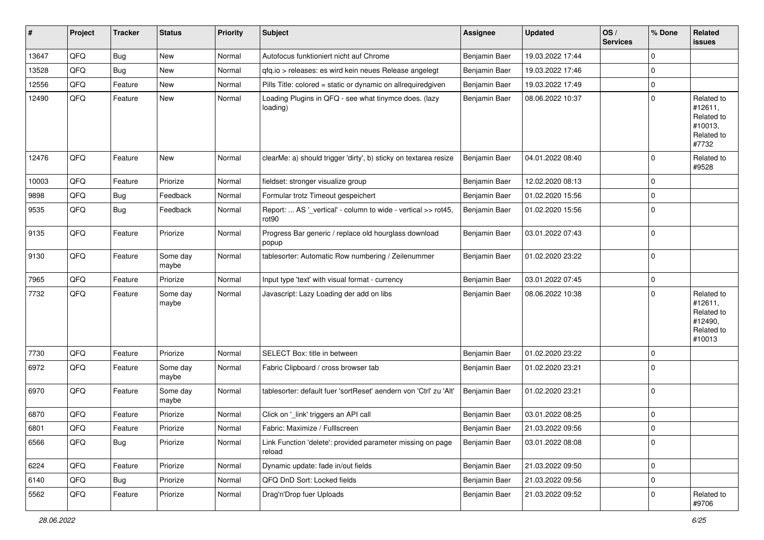| # | Project | Tracker | Status | Priority | Subject | Assignee | Updated | OS / Services | % Done | Related issues |
|---|---|---|---|---|---|---|---|---|---|---|
| 13647 | QFQ | Bug | New | Normal | Autofocus funktioniert nicht auf Chrome | Benjamin Baer | 19.03.2022 17:44 | | 0 | |
| 13528 | QFQ | Bug | New | Normal | qfq.io > releases: es wird kein neues Release angelegt | Benjamin Baer | 19.03.2022 17:46 | | 0 | |
| 12556 | QFQ | Feature | New | Normal | Pills Title: colored = static or dynamic on allrequiredgiven | Benjamin Baer | 19.03.2022 17:49 | | 0 | |
| 12490 | QFQ | Feature | New | Normal | Loading Plugins in QFQ - see what tinymce does. (lazy loading) | Benjamin Baer | 08.06.2022 10:37 | | 0 | Related to #12611, Related to #10013, Related to #7732 |
| 12476 | QFQ | Feature | New | Normal | clearMe: a) should trigger 'dirty', b) sticky on textarea resize | Benjamin Baer | 04.01.2022 08:40 | | 0 | Related to #9528 |
| 10003 | QFQ | Feature | Priorize | Normal | fieldset: stronger visualize group | Benjamin Baer | 12.02.2020 08:13 | | 0 | |
| 9898 | QFQ | Bug | Feedback | Normal | Formular trotz Timeout gespeichert | Benjamin Baer | 01.02.2020 15:56 | | 0 | |
| 9535 | QFQ | Bug | Feedback | Normal | Report: ... AS '_vertical' - column to wide - vertical >> rot45, rot90 | Benjamin Baer | 01.02.2020 15:56 | | 0 | |
| 9135 | QFQ | Feature | Priorize | Normal | Progress Bar generic / replace old hourglass download popup | Benjamin Baer | 03.01.2022 07:43 | | 0 | |
| 9130 | QFQ | Feature | Some day maybe | Normal | tablesorter: Automatic Row numbering / Zeilenummer | Benjamin Baer | 01.02.2020 23:22 | | 0 | |
| 7965 | QFQ | Feature | Priorize | Normal | Input type 'text' with visual format - currency | Benjamin Baer | 03.01.2022 07:45 | | 0 | |
| 7732 | QFQ | Feature | Some day maybe | Normal | Javascript: Lazy Loading der add on libs | Benjamin Baer | 08.06.2022 10:38 | | 0 | Related to #12611, Related to #12490, Related to #10013 |
| 7730 | QFQ | Feature | Priorize | Normal | SELECT Box: title in between | Benjamin Baer | 01.02.2020 23:22 | | 0 | |
| 6972 | QFQ | Feature | Some day maybe | Normal | Fabric Clipboard / cross browser tab | Benjamin Baer | 01.02.2020 23:21 | | 0 | |
| 6970 | QFQ | Feature | Some day maybe | Normal | tablesorter: default fuer 'sortReset' aendern von 'Ctrl' zu 'Alt' | Benjamin Baer | 01.02.2020 23:21 | | 0 | |
| 6870 | QFQ | Feature | Priorize | Normal | Click on '_link' triggers an API call | Benjamin Baer | 03.01.2022 08:25 | | 0 | |
| 6801 | QFQ | Feature | Priorize | Normal | Fabric: Maximize / Fulllscreen | Benjamin Baer | 21.03.2022 09:56 | | 0 | |
| 6566 | QFQ | Bug | Priorize | Normal | Link Function 'delete': provided parameter missing on page reload | Benjamin Baer | 03.01.2022 08:08 | | 0 | |
| 6224 | QFQ | Feature | Priorize | Normal | Dynamic update: fade in/out fields | Benjamin Baer | 21.03.2022 09:50 | | 0 | |
| 6140 | QFQ | Bug | Priorize | Normal | QFQ DnD Sort: Locked fields | Benjamin Baer | 21.03.2022 09:56 | | 0 | |
| 5562 | QFQ | Feature | Priorize | Normal | Drag'n'Drop fuer Uploads | Benjamin Baer | 21.03.2022 09:52 | | 0 | Related to #9706 |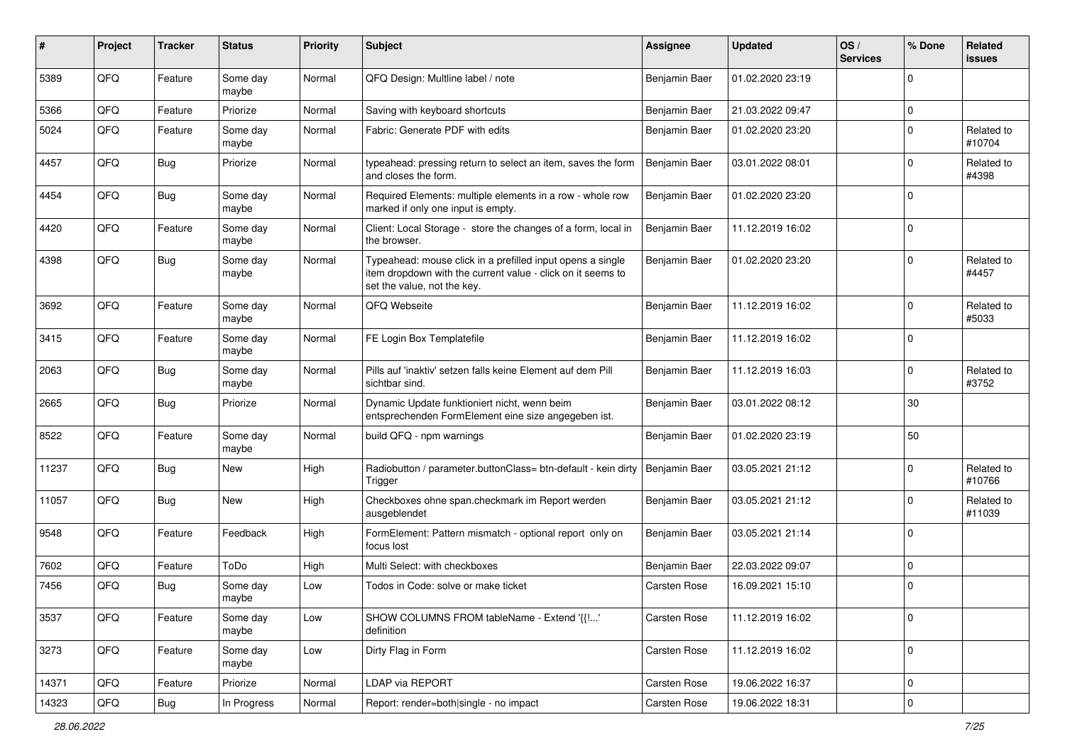| # | Project | Tracker | Status | Priority | Subject | Assignee | Updated | OS / Services | % Done | Related issues |
|---|---|---|---|---|---|---|---|---|---|---|
| 5389 | QFQ | Feature | Some day maybe | Normal | QFQ Design: Multline label / note | Benjamin Baer | 01.02.2020 23:19 | | 0 | |
| 5366 | QFQ | Feature | Priorize | Normal | Saving with keyboard shortcuts | Benjamin Baer | 21.03.2022 09:47 | | 0 | |
| 5024 | QFQ | Feature | Some day maybe | Normal | Fabric: Generate PDF with edits | Benjamin Baer | 01.02.2020 23:20 | | 0 | Related to #10704 |
| 4457 | QFQ | Bug | Priorize | Normal | typeahead: pressing return to select an item, saves the form and closes the form. | Benjamin Baer | 03.01.2022 08:01 | | 0 | Related to #4398 |
| 4454 | QFQ | Bug | Some day maybe | Normal | Required Elements: multiple elements in a row - whole row marked if only one input is empty. | Benjamin Baer | 01.02.2020 23:20 | | 0 | |
| 4420 | QFQ | Feature | Some day maybe | Normal | Client: Local Storage - store the changes of a form, local in the browser. | Benjamin Baer | 11.12.2019 16:02 | | 0 | |
| 4398 | QFQ | Bug | Some day maybe | Normal | Typeahead: mouse click in a prefilled input opens a single item dropdown with the current value - click on it seems to set the value, not the key. | Benjamin Baer | 01.02.2020 23:20 | | 0 | Related to #4457 |
| 3692 | QFQ | Feature | Some day maybe | Normal | QFQ Webseite | Benjamin Baer | 11.12.2019 16:02 | | 0 | Related to #5033 |
| 3415 | QFQ | Feature | Some day maybe | Normal | FE Login Box Templatefile | Benjamin Baer | 11.12.2019 16:02 | | 0 | |
| 2063 | QFQ | Bug | Some day maybe | Normal | Pills auf 'inaktiv' setzen falls keine Element auf dem Pill sichtbar sind. | Benjamin Baer | 11.12.2019 16:03 | | 0 | Related to #3752 |
| 2665 | QFQ | Bug | Priorize | Normal | Dynamic Update funktioniert nicht, wenn beim entsprechenden FormElement eine size angegeben ist. | Benjamin Baer | 03.01.2022 08:12 | | 30 | |
| 8522 | QFQ | Feature | Some day maybe | Normal | build QFQ - npm warnings | Benjamin Baer | 01.02.2020 23:19 | | 50 | |
| 11237 | QFQ | Bug | New | High | Radiobutton / parameter.buttonClass= btn-default - kein dirty Trigger | Benjamin Baer | 03.05.2021 21:12 | | 0 | Related to #10766 |
| 11057 | QFQ | Bug | New | High | Checkboxes ohne span.checkmark im Report werden ausgeblendet | Benjamin Baer | 03.05.2021 21:12 | | 0 | Related to #11039 |
| 9548 | QFQ | Feature | Feedback | High | FormElement: Pattern mismatch - optional report only on focus lost | Benjamin Baer | 03.05.2021 21:14 | | 0 | |
| 7602 | QFQ | Feature | ToDo | High | Multi Select: with checkboxes | Benjamin Baer | 22.03.2022 09:07 | | 0 | |
| 7456 | QFQ | Bug | Some day maybe | Low | Todos in Code: solve or make ticket | Carsten Rose | 16.09.2021 15:10 | | 0 | |
| 3537 | QFQ | Feature | Some day maybe | Low | SHOW COLUMNS FROM tableName - Extend '{{!...' definition | Carsten Rose | 11.12.2019 16:02 | | 0 | |
| 3273 | QFQ | Feature | Some day maybe | Low | Dirty Flag in Form | Carsten Rose | 11.12.2019 16:02 | | 0 | |
| 14371 | QFQ | Feature | Priorize | Normal | LDAP via REPORT | Carsten Rose | 19.06.2022 16:37 | | 0 | |
| 14323 | QFQ | Bug | In Progress | Normal | Report: render=both\|single - no impact | Carsten Rose | 19.06.2022 18:31 | | 0 | |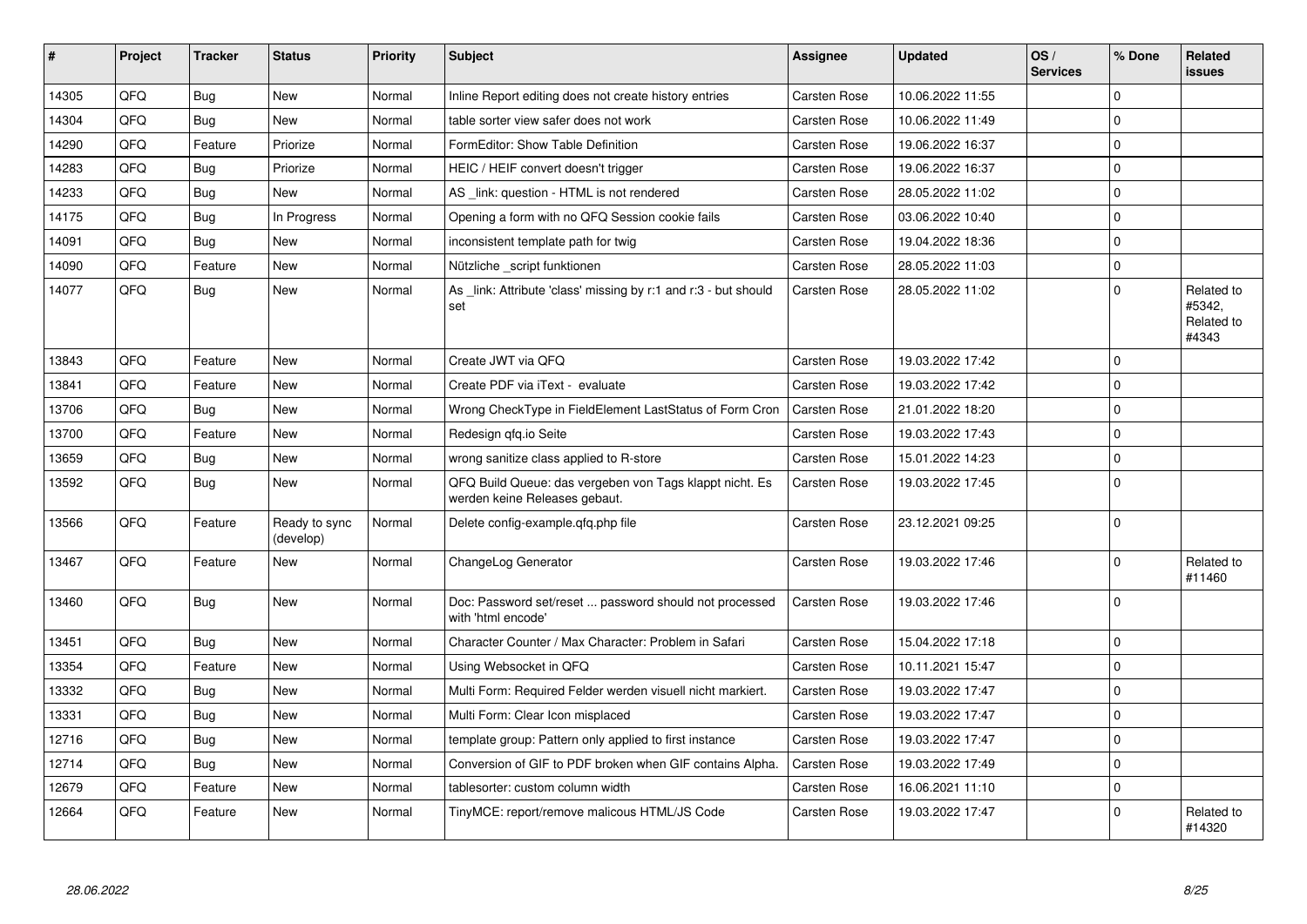| # | Project | Tracker | Status | Priority | Subject | Assignee | Updated | OS / Services | % Done | Related issues |
|---|---|---|---|---|---|---|---|---|---|---|
| 14305 | QFQ | Bug | New | Normal | Inline Report editing does not create history entries | Carsten Rose | 10.06.2022 11:55 | | 0 | |
| 14304 | QFQ | Bug | New | Normal | table sorter view safer does not work | Carsten Rose | 10.06.2022 11:49 | | 0 | |
| 14290 | QFQ | Feature | Priorize | Normal | FormEditor: Show Table Definition | Carsten Rose | 19.06.2022 16:37 | | 0 | |
| 14283 | QFQ | Bug | Priorize | Normal | HEIC / HEIF convert doesn't trigger | Carsten Rose | 19.06.2022 16:37 | | 0 | |
| 14233 | QFQ | Bug | New | Normal | AS _link: question - HTML is not rendered | Carsten Rose | 28.05.2022 11:02 | | 0 | |
| 14175 | QFQ | Bug | In Progress | Normal | Opening a form with no QFQ Session cookie fails | Carsten Rose | 03.06.2022 10:40 | | 0 | |
| 14091 | QFQ | Bug | New | Normal | inconsistent template path for twig | Carsten Rose | 19.04.2022 18:36 | | 0 | |
| 14090 | QFQ | Feature | New | Normal | Nützliche _script funktionen | Carsten Rose | 28.05.2022 11:03 | | 0 | |
| 14077 | QFQ | Bug | New | Normal | As _link: Attribute 'class' missing by r:1 and r:3 - but should set | Carsten Rose | 28.05.2022 11:02 | | 0 | Related to #5342, Related to #4343 |
| 13843 | QFQ | Feature | New | Normal | Create JWT via QFQ | Carsten Rose | 19.03.2022 17:42 | | 0 | |
| 13841 | QFQ | Feature | New | Normal | Create PDF via iText - evaluate | Carsten Rose | 19.03.2022 17:42 | | 0 | |
| 13706 | QFQ | Bug | New | Normal | Wrong CheckType in FieldElement LastStatus of Form Cron | Carsten Rose | 21.01.2022 18:20 | | 0 | |
| 13700 | QFQ | Feature | New | Normal | Redesign qfq.io Seite | Carsten Rose | 19.03.2022 17:43 | | 0 | |
| 13659 | QFQ | Bug | New | Normal | wrong sanitize class applied to R-store | Carsten Rose | 15.01.2022 14:23 | | 0 | |
| 13592 | QFQ | Bug | New | Normal | QFQ Build Queue: das vergeben von Tags klappt nicht. Es werden keine Releases gebaut. | Carsten Rose | 19.03.2022 17:45 | | 0 | |
| 13566 | QFQ | Feature | Ready to sync (develop) | Normal | Delete config-example.qfq.php file | Carsten Rose | 23.12.2021 09:25 | | 0 | |
| 13467 | QFQ | Feature | New | Normal | ChangeLog Generator | Carsten Rose | 19.03.2022 17:46 | | 0 | Related to #11460 |
| 13460 | QFQ | Bug | New | Normal | Doc: Password set/reset ... password should not processed with 'html encode' | Carsten Rose | 19.03.2022 17:46 | | 0 | |
| 13451 | QFQ | Bug | New | Normal | Character Counter / Max Character: Problem in Safari | Carsten Rose | 15.04.2022 17:18 | | 0 | |
| 13354 | QFQ | Feature | New | Normal | Using Websocket in QFQ | Carsten Rose | 10.11.2021 15:47 | | 0 | |
| 13332 | QFQ | Bug | New | Normal | Multi Form: Required Felder werden visuell nicht markiert. | Carsten Rose | 19.03.2022 17:47 | | 0 | |
| 13331 | QFQ | Bug | New | Normal | Multi Form: Clear Icon misplaced | Carsten Rose | 19.03.2022 17:47 | | 0 | |
| 12716 | QFQ | Bug | New | Normal | template group: Pattern only applied to first instance | Carsten Rose | 19.03.2022 17:47 | | 0 | |
| 12714 | QFQ | Bug | New | Normal | Conversion of GIF to PDF broken when GIF contains Alpha. | Carsten Rose | 19.03.2022 17:49 | | 0 | |
| 12679 | QFQ | Feature | New | Normal | tablesorter: custom column width | Carsten Rose | 16.06.2021 11:10 | | 0 | |
| 12664 | QFQ | Feature | New | Normal | TinyMCE: report/remove malicous HTML/JS Code | Carsten Rose | 19.03.2022 17:47 | | 0 | Related to #14320 |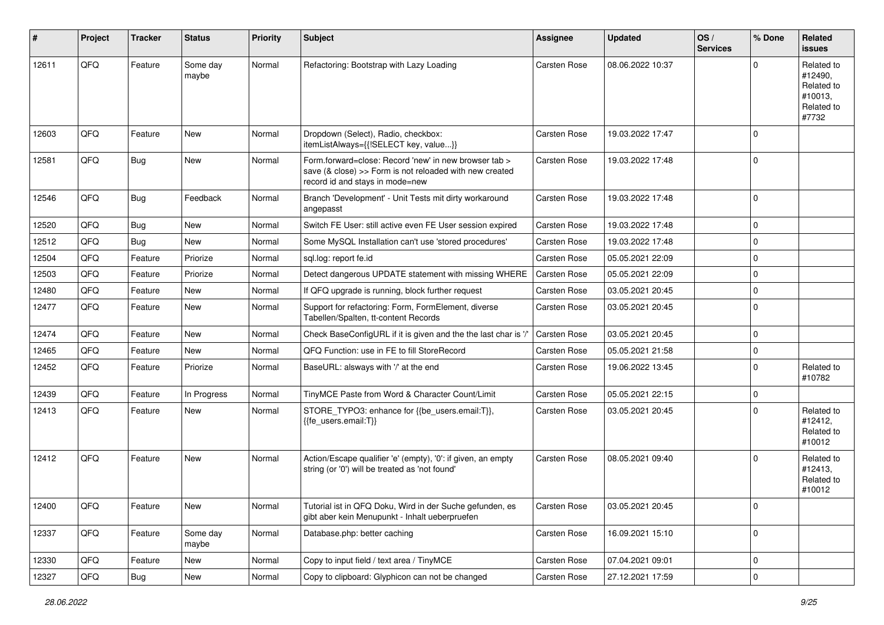| # | Project | Tracker | Status | Priority | Subject | Assignee | Updated | OS / Services | % Done | Related issues |
|---|---|---|---|---|---|---|---|---|---|---|
| 12611 | QFQ | Feature | Some day maybe | Normal | Refactoring: Bootstrap with Lazy Loading | Carsten Rose | 08.06.2022 10:37 | | 0 | Related to #12490, Related to #10013, Related to #7732 |
| 12603 | QFQ | Feature | New | Normal | Dropdown (Select), Radio, checkbox: itemListAlways={{!SELECT key, value...}} | Carsten Rose | 19.03.2022 17:47 | | 0 | |
| 12581 | QFQ | Bug | New | Normal | Form.forward=close: Record 'new' in new browser tab > save (& close) >> Form is not reloaded with new created record id and stays in mode=new | Carsten Rose | 19.03.2022 17:48 | | 0 | |
| 12546 | QFQ | Bug | Feedback | Normal | Branch 'Development' - Unit Tests mit dirty workaround angepasst | Carsten Rose | 19.03.2022 17:48 | | 0 | |
| 12520 | QFQ | Bug | New | Normal | Switch FE User: still active even FE User session expired | Carsten Rose | 19.03.2022 17:48 | | 0 | |
| 12512 | QFQ | Bug | New | Normal | Some MySQL Installation can't use 'stored procedures' | Carsten Rose | 19.03.2022 17:48 | | 0 | |
| 12504 | QFQ | Feature | Priorize | Normal | sql.log: report fe.id | Carsten Rose | 05.05.2021 22:09 | | 0 | |
| 12503 | QFQ | Feature | Priorize | Normal | Detect dangerous UPDATE statement with missing WHERE | Carsten Rose | 05.05.2021 22:09 | | 0 | |
| 12480 | QFQ | Feature | New | Normal | If QFQ upgrade is running, block further request | Carsten Rose | 03.05.2021 20:45 | | 0 | |
| 12477 | QFQ | Feature | New | Normal | Support for refactoring: Form, FormElement, diverse Tabellen/Spalten, tt-content Records | Carsten Rose | 03.05.2021 20:45 | | 0 | |
| 12474 | QFQ | Feature | New | Normal | Check BaseConfigURL if it is given and the the last char is '/' | Carsten Rose | 03.05.2021 20:45 | | 0 | |
| 12465 | QFQ | Feature | New | Normal | QFQ Function: use in FE to fill StoreRecord | Carsten Rose | 05.05.2021 21:58 | | 0 | |
| 12452 | QFQ | Feature | Priorize | Normal | BaseURL: alsways with '/' at the end | Carsten Rose | 19.06.2022 13:45 | | 0 | Related to #10782 |
| 12439 | QFQ | Feature | In Progress | Normal | TinyMCE Paste from Word & Character Count/Limit | Carsten Rose | 05.05.2021 22:15 | | 0 | |
| 12413 | QFQ | Feature | New | Normal | STORE_TYPO3: enhance for {{be_users.email:T}}, {{fe_users.email:T}} | Carsten Rose | 03.05.2021 20:45 | | 0 | Related to #12412, Related to #10012 |
| 12412 | QFQ | Feature | New | Normal | Action/Escape qualifier 'e' (empty), '0': if given, an empty string (or '0') will be treated as 'not found' | Carsten Rose | 08.05.2021 09:40 | | 0 | Related to #12413, Related to #10012 |
| 12400 | QFQ | Feature | New | Normal | Tutorial ist in QFQ Doku, Wird in der Suche gefunden, es gibt aber kein Menupunkt - Inhalt ueberpruefen | Carsten Rose | 03.05.2021 20:45 | | 0 | |
| 12337 | QFQ | Feature | Some day maybe | Normal | Database.php: better caching | Carsten Rose | 16.09.2021 15:10 | | 0 | |
| 12330 | QFQ | Feature | New | Normal | Copy to input field / text area / TinyMCE | Carsten Rose | 07.04.2021 09:01 | | 0 | |
| 12327 | QFQ | Bug | New | Normal | Copy to clipboard: Glyphicon can not be changed | Carsten Rose | 27.12.2021 17:59 | | 0 | |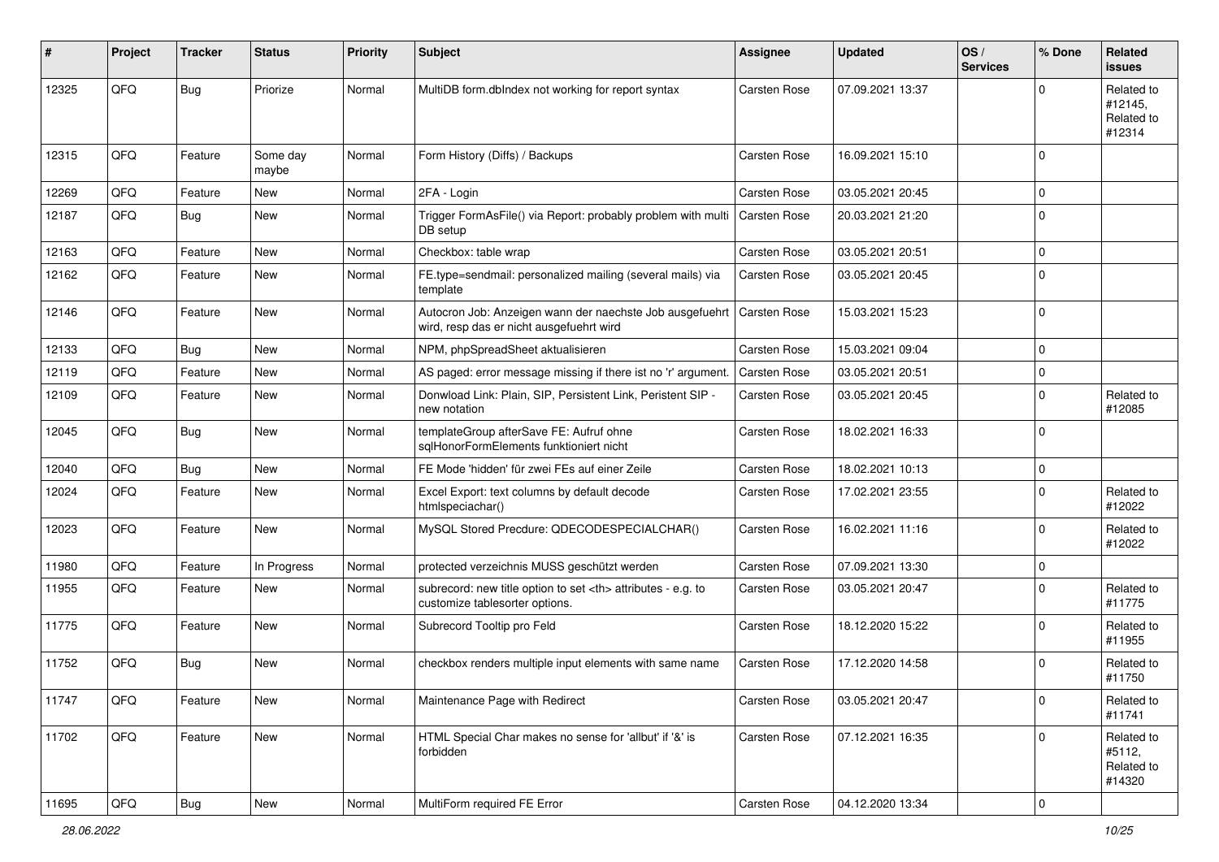| # | Project | Tracker | Status | Priority | Subject | Assignee | Updated | OS / Services | % Done | Related issues |
|---|---|---|---|---|---|---|---|---|---|---|
| 12325 | QFQ | Bug | Priorize | Normal | MultiDB form.dbIndex not working for report syntax | Carsten Rose | 07.09.2021 13:37 | | 0 | Related to #12145, Related to #12314 |
| 12315 | QFQ | Feature | Some day maybe | Normal | Form History (Diffs) / Backups | Carsten Rose | 16.09.2021 15:10 | | 0 | |
| 12269 | QFQ | Feature | New | Normal | 2FA - Login | Carsten Rose | 03.05.2021 20:45 | | 0 | |
| 12187 | QFQ | Bug | New | Normal | Trigger FormAsFile() via Report: probably problem with multi DB setup | Carsten Rose | 20.03.2021 21:20 | | 0 | |
| 12163 | QFQ | Feature | New | Normal | Checkbox: table wrap | Carsten Rose | 03.05.2021 20:51 | | 0 | |
| 12162 | QFQ | Feature | New | Normal | FE.type=sendmail: personalized mailing (several mails) via template | Carsten Rose | 03.05.2021 20:45 | | 0 | |
| 12146 | QFQ | Feature | New | Normal | Autocron Job: Anzeigen wann der naechste Job ausgefuehrt wird, resp das er nicht ausgefuehrt wird | Carsten Rose | 15.03.2021 15:23 | | 0 | |
| 12133 | QFQ | Bug | New | Normal | NPM, phpSpreadSheet aktualisieren | Carsten Rose | 15.03.2021 09:04 | | 0 | |
| 12119 | QFQ | Feature | New | Normal | AS paged: error message missing if there ist no 'r' argument. | Carsten Rose | 03.05.2021 20:51 | | 0 | |
| 12109 | QFQ | Feature | New | Normal | Donwload Link: Plain, SIP, Persistent Link, Peristent SIP - new notation | Carsten Rose | 03.05.2021 20:45 | | 0 | Related to #12085 |
| 12045 | QFQ | Bug | New | Normal | templateGroup afterSave FE: Aufruf ohne sqlHonorFormElements funktioniert nicht | Carsten Rose | 18.02.2021 16:33 | | 0 | |
| 12040 | QFQ | Bug | New | Normal | FE Mode 'hidden' für zwei FEs auf einer Zeile | Carsten Rose | 18.02.2021 10:13 | | 0 | |
| 12024 | QFQ | Feature | New | Normal | Excel Export: text columns by default decode htmlspeciachar() | Carsten Rose | 17.02.2021 23:55 | | 0 | Related to #12022 |
| 12023 | QFQ | Feature | New | Normal | MySQL Stored Precdure: QDECODESPECIALCHAR() | Carsten Rose | 16.02.2021 11:16 | | 0 | Related to #12022 |
| 11980 | QFQ | Feature | In Progress | Normal | protected verzeichnis MUSS geschützt werden | Carsten Rose | 07.09.2021 13:30 | | 0 | |
| 11955 | QFQ | Feature | New | Normal | subrecord: new title option to set <th> attributes - e.g. to customize tablesorter options. | Carsten Rose | 03.05.2021 20:47 | | 0 | Related to #11775 |
| 11775 | QFQ | Feature | New | Normal | Subrecord Tooltip pro Feld | Carsten Rose | 18.12.2020 15:22 | | 0 | Related to #11955 |
| 11752 | QFQ | Bug | New | Normal | checkbox renders multiple input elements with same name | Carsten Rose | 17.12.2020 14:58 | | 0 | Related to #11750 |
| 11747 | QFQ | Feature | New | Normal | Maintenance Page with Redirect | Carsten Rose | 03.05.2021 20:47 | | 0 | Related to #11741 |
| 11702 | QFQ | Feature | New | Normal | HTML Special Char makes no sense for 'allbut' if '&' is forbidden | Carsten Rose | 07.12.2021 16:35 | | 0 | Related to #5112, Related to #14320 |
| 11695 | QFQ | Bug | New | Normal | MultiForm required FE Error | Carsten Rose | 04.12.2020 13:34 | | 0 | |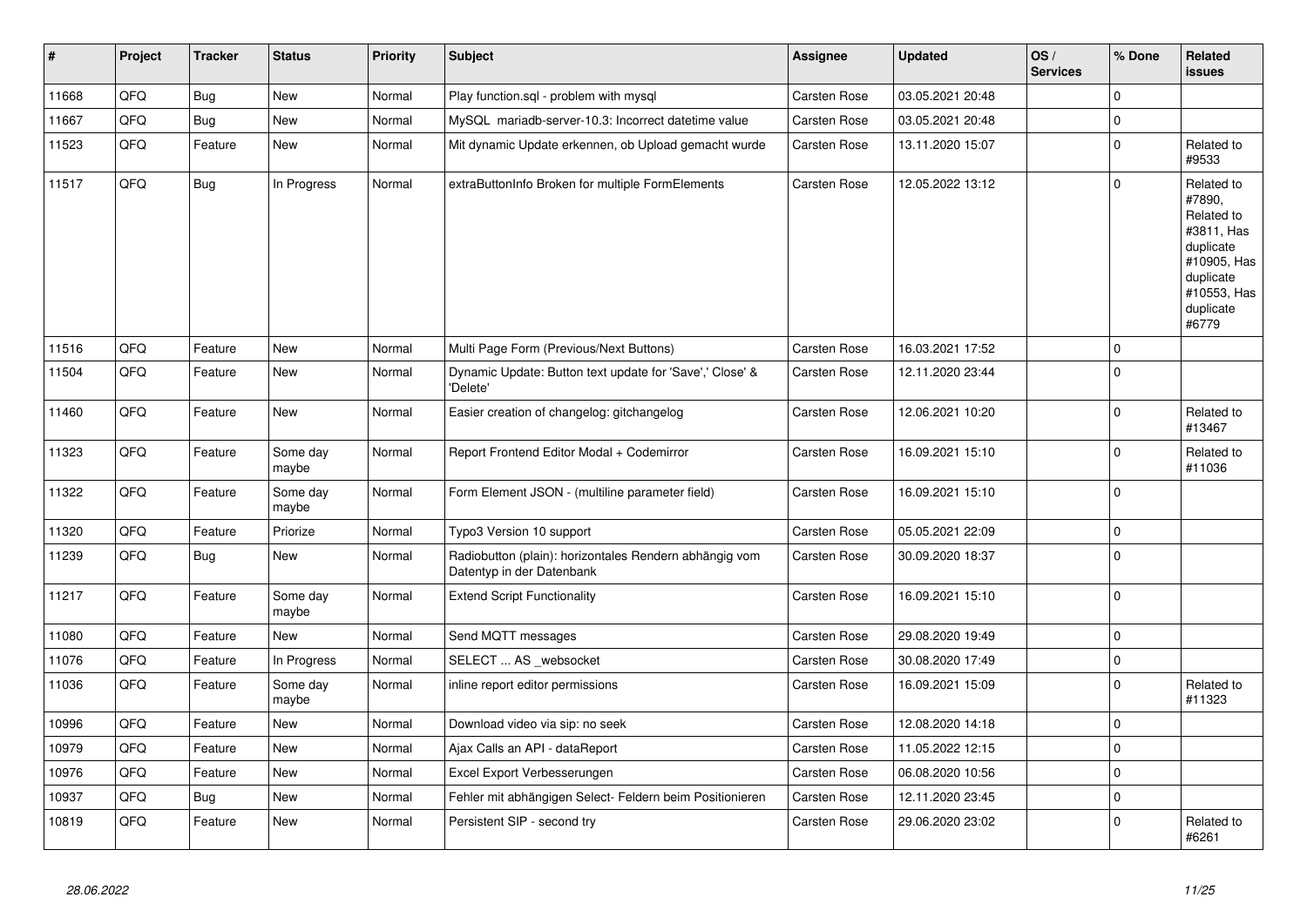| # | Project | Tracker | Status | Priority | Subject | Assignee | Updated | OS / Services | % Done | Related issues |
|---|---|---|---|---|---|---|---|---|---|---|
| 11668 | QFQ | Bug | New | Normal | Play function.sql - problem with mysql | Carsten Rose | 03.05.2021 20:48 | | 0 | |
| 11667 | QFQ | Bug | New | Normal | MySQL mariadb-server-10.3: Incorrect datetime value | Carsten Rose | 03.05.2021 20:48 | | 0 | |
| 11523 | QFQ | Feature | New | Normal | Mit dynamic Update erkennen, ob Upload gemacht wurde | Carsten Rose | 13.11.2020 15:07 | | 0 | Related to #9533 |
| 11517 | QFQ | Bug | In Progress | Normal | extraButtonInfo Broken for multiple FormElements | Carsten Rose | 12.05.2022 13:12 | | 0 | Related to #7890, Related to #3811, Has duplicate #10905, Has duplicate #10553, Has duplicate #6779 |
| 11516 | QFQ | Feature | New | Normal | Multi Page Form (Previous/Next Buttons) | Carsten Rose | 16.03.2021 17:52 | | 0 | |
| 11504 | QFQ | Feature | New | Normal | Dynamic Update: Button text update for 'Save',' Close' & 'Delete' | Carsten Rose | 12.11.2020 23:44 | | 0 | |
| 11460 | QFQ | Feature | New | Normal | Easier creation of changelog: gitchangelog | Carsten Rose | 12.06.2021 10:20 | | 0 | Related to #13467 |
| 11323 | QFQ | Feature | Some day maybe | Normal | Report Frontend Editor Modal + Codemirror | Carsten Rose | 16.09.2021 15:10 | | 0 | Related to #11036 |
| 11322 | QFQ | Feature | Some day maybe | Normal | Form Element JSON - (multiline parameter field) | Carsten Rose | 16.09.2021 15:10 | | 0 | |
| 11320 | QFQ | Feature | Priorize | Normal | Typo3 Version 10 support | Carsten Rose | 05.05.2021 22:09 | | 0 | |
| 11239 | QFQ | Bug | New | Normal | Radiobutton (plain): horizontales Rendern abhängig vom Datentyp in der Datenbank | Carsten Rose | 30.09.2020 18:37 | | 0 | |
| 11217 | QFQ | Feature | Some day maybe | Normal | Extend Script Functionality | Carsten Rose | 16.09.2021 15:10 | | 0 | |
| 11080 | QFQ | Feature | New | Normal | Send MQTT messages | Carsten Rose | 29.08.2020 19:49 | | 0 | |
| 11076 | QFQ | Feature | In Progress | Normal | SELECT ... AS _websocket | Carsten Rose | 30.08.2020 17:49 | | 0 | |
| 11036 | QFQ | Feature | Some day maybe | Normal | inline report editor permissions | Carsten Rose | 16.09.2021 15:09 | | 0 | Related to #11323 |
| 10996 | QFQ | Feature | New | Normal | Download video via sip: no seek | Carsten Rose | 12.08.2020 14:18 | | 0 | |
| 10979 | QFQ | Feature | New | Normal | Ajax Calls an API - dataReport | Carsten Rose | 11.05.2022 12:15 | | 0 | |
| 10976 | QFQ | Feature | New | Normal | Excel Export Verbesserungen | Carsten Rose | 06.08.2020 10:56 | | 0 | |
| 10937 | QFQ | Bug | New | Normal | Fehler mit abhängigen Select- Feldern beim Positionieren | Carsten Rose | 12.11.2020 23:45 | | 0 | |
| 10819 | QFQ | Feature | New | Normal | Persistent SIP - second try | Carsten Rose | 29.06.2020 23:02 | | 0 | Related to #6261 |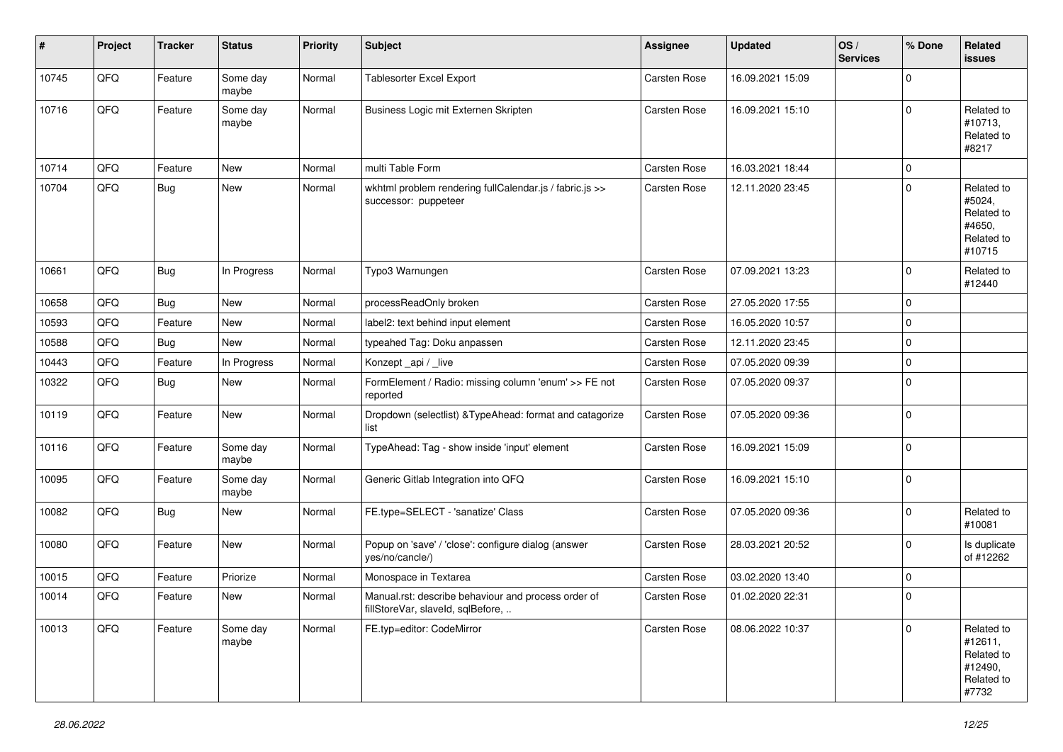| # | Project | Tracker | Status | Priority | Subject | Assignee | Updated | OS / Services | % Done | Related issues |
|---|---|---|---|---|---|---|---|---|---|---|
| 10745 | QFQ | Feature | Some day maybe | Normal | Tablesorter Excel Export | Carsten Rose | 16.09.2021 15:09 | | 0 | |
| 10716 | QFQ | Feature | Some day maybe | Normal | Business Logic mit Externen Skripten | Carsten Rose | 16.09.2021 15:10 | | 0 | Related to #10713, Related to #8217 |
| 10714 | QFQ | Feature | New | Normal | multi Table Form | Carsten Rose | 16.03.2021 18:44 | | 0 | |
| 10704 | QFQ | Bug | New | Normal | wkhtml problem rendering fullCalendar.js / fabric.js >> successor: puppeteer | Carsten Rose | 12.11.2020 23:45 | | 0 | Related to #5024, Related to #4650, Related to #10715 |
| 10661 | QFQ | Bug | In Progress | Normal | Typo3 Warnungen | Carsten Rose | 07.09.2021 13:23 | | 0 | Related to #12440 |
| 10658 | QFQ | Bug | New | Normal | processReadOnly broken | Carsten Rose | 27.05.2020 17:55 | | 0 | |
| 10593 | QFQ | Feature | New | Normal | label2: text behind input element | Carsten Rose | 16.05.2020 10:57 | | 0 | |
| 10588 | QFQ | Bug | New | Normal | typeahed Tag: Doku anpassen | Carsten Rose | 12.11.2020 23:45 | | 0 | |
| 10443 | QFQ | Feature | In Progress | Normal | Konzept _api / _live | Carsten Rose | 07.05.2020 09:39 | | 0 | |
| 10322 | QFQ | Bug | New | Normal | FormElement / Radio: missing column 'enum' >> FE not reported | Carsten Rose | 07.05.2020 09:37 | | 0 | |
| 10119 | QFQ | Feature | New | Normal | Dropdown (selectlist) &TypeAhead: format and catagorize list | Carsten Rose | 07.05.2020 09:36 | | 0 | |
| 10116 | QFQ | Feature | Some day maybe | Normal | TypeAhead: Tag - show inside 'input' element | Carsten Rose | 16.09.2021 15:09 | | 0 | |
| 10095 | QFQ | Feature | Some day maybe | Normal | Generic Gitlab Integration into QFQ | Carsten Rose | 16.09.2021 15:10 | | 0 | |
| 10082 | QFQ | Bug | New | Normal | FE.type=SELECT - 'sanatize' Class | Carsten Rose | 07.05.2020 09:36 | | 0 | Related to #10081 |
| 10080 | QFQ | Feature | New | Normal | Popup on 'save' / 'close': configure dialog (answer yes/no/cancle/) | Carsten Rose | 28.03.2021 20:52 | | 0 | Is duplicate of #12262 |
| 10015 | QFQ | Feature | Priorize | Normal | Monospace in Textarea | Carsten Rose | 03.02.2020 13:40 | | 0 | |
| 10014 | QFQ | Feature | New | Normal | Manual.rst: describe behaviour and process order of fillStoreVar, slaveId, sqlBefore, .. | Carsten Rose | 01.02.2020 22:31 | | 0 | |
| 10013 | QFQ | Feature | Some day maybe | Normal | FE.typ=editor: CodeMirror | Carsten Rose | 08.06.2022 10:37 | | 0 | Related to #12611, Related to #12490, Related to #7732 |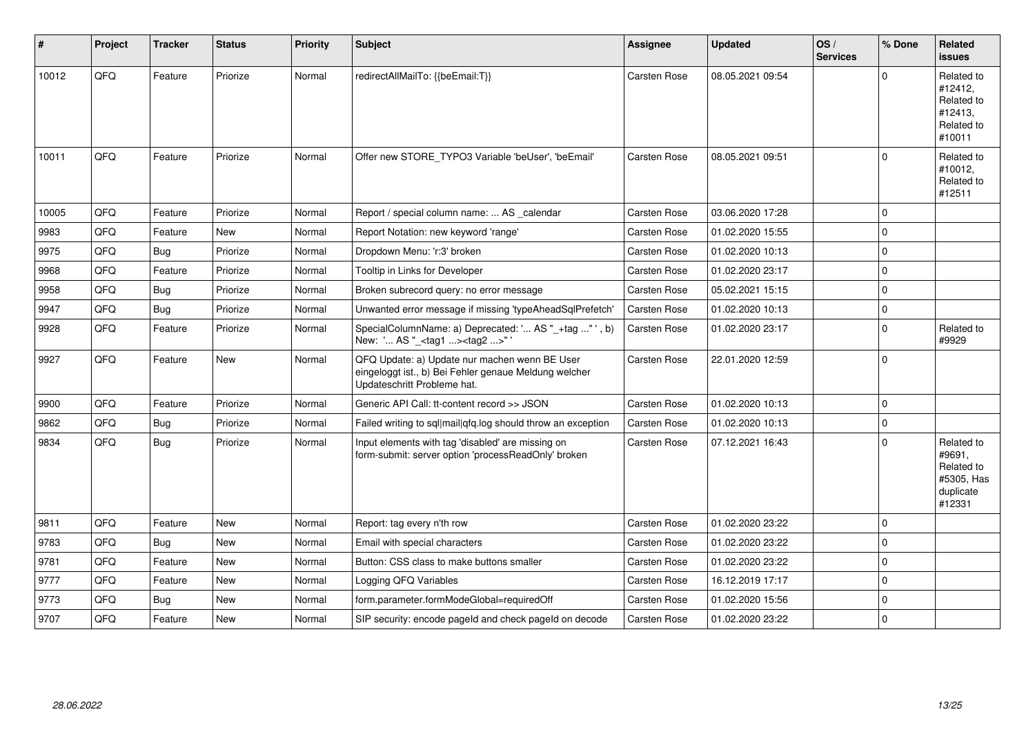| # | Project | Tracker | Status | Priority | Subject | Assignee | Updated | OS / Services | % Done | Related issues |
|---|---|---|---|---|---|---|---|---|---|---|
| 10012 | QFQ | Feature | Priorize | Normal | redirectAllMailTo: {{beEmail:T}} | Carsten Rose | 08.05.2021 09:54 | | 0 | Related to #12412, Related to #12413, Related to #10011 |
| 10011 | QFQ | Feature | Priorize | Normal | Offer new STORE_TYPO3 Variable 'beUser', 'beEmail' | Carsten Rose | 08.05.2021 09:51 | | 0 | Related to #10012, Related to #12511 |
| 10005 | QFQ | Feature | Priorize | Normal | Report / special column name: ... AS _calendar | Carsten Rose | 03.06.2020 17:28 | | 0 | |
| 9983 | QFQ | Feature | New | Normal | Report Notation: new keyword 'range' | Carsten Rose | 01.02.2020 15:55 | | 0 | |
| 9975 | QFQ | Bug | Priorize | Normal | Dropdown Menu: 'r:3' broken | Carsten Rose | 01.02.2020 10:13 | | 0 | |
| 9968 | QFQ | Feature | Priorize | Normal | Tooltip in Links for Developer | Carsten Rose | 01.02.2020 23:17 | | 0 | |
| 9958 | QFQ | Bug | Priorize | Normal | Broken subrecord query: no error message | Carsten Rose | 05.02.2021 15:15 | | 0 | |
| 9947 | QFQ | Bug | Priorize | Normal | Unwanted error message if missing 'typeAheadSqlPrefetch' | Carsten Rose | 01.02.2020 10:13 | | 0 | |
| 9928 | QFQ | Feature | Priorize | Normal | SpecialColumnName: a) Deprecated: '... AS "_+tag ..." ', b) New: '... AS "_<tag1 ...><tag2 ...>" ' | Carsten Rose | 01.02.2020 23:17 | | 0 | Related to #9929 |
| 9927 | QFQ | Feature | New | Normal | QFQ Update: a) Update nur machen wenn BE User eingeloggt ist., b) Bei Fehler genaue Meldung welcher Updateschritt Probleme hat. | Carsten Rose | 22.01.2020 12:59 | | 0 | |
| 9900 | QFQ | Feature | Priorize | Normal | Generic API Call: tt-content record >> JSON | Carsten Rose | 01.02.2020 10:13 | | 0 | |
| 9862 | QFQ | Bug | Priorize | Normal | Failed writing to sql\|mail\|qfq.log should throw an exception | Carsten Rose | 01.02.2020 10:13 | | 0 | |
| 9834 | QFQ | Bug | Priorize | Normal | Input elements with tag 'disabled' are missing on form-submit: server option 'processReadOnly' broken | Carsten Rose | 07.12.2021 16:43 | | 0 | Related to #9691, Related to #5305, Has duplicate #12331 |
| 9811 | QFQ | Feature | New | Normal | Report: tag every n'th row | Carsten Rose | 01.02.2020 23:22 | | 0 | |
| 9783 | QFQ | Bug | New | Normal | Email with special characters | Carsten Rose | 01.02.2020 23:22 | | 0 | |
| 9781 | QFQ | Feature | New | Normal | Button: CSS class to make buttons smaller | Carsten Rose | 01.02.2020 23:22 | | 0 | |
| 9777 | QFQ | Feature | New | Normal | Logging QFQ Variables | Carsten Rose | 16.12.2019 17:17 | | 0 | |
| 9773 | QFQ | Bug | New | Normal | form.parameter.formModeGlobal=requiredOff | Carsten Rose | 01.02.2020 15:56 | | 0 | |
| 9707 | QFQ | Feature | New | Normal | SIP security: encode pageId and check pageId on decode | Carsten Rose | 01.02.2020 23:22 | | 0 | |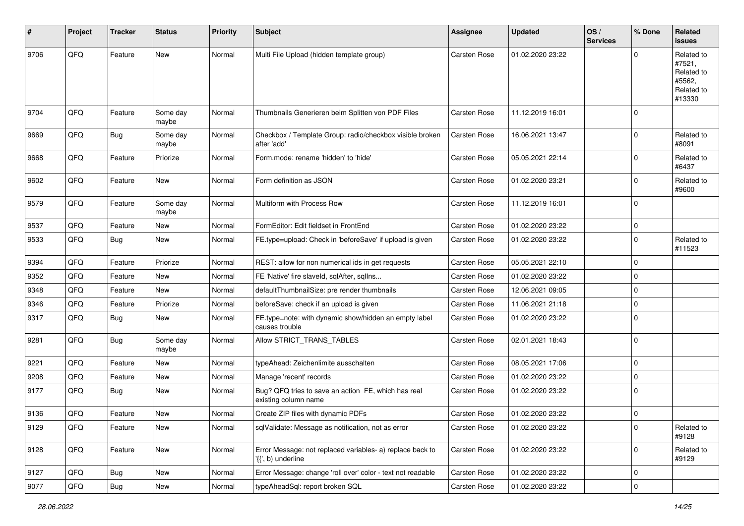| # | Project | Tracker | Status | Priority | Subject | Assignee | Updated | OS / Services | % Done | Related issues |
|---|---|---|---|---|---|---|---|---|---|---|
| 9706 | QFQ | Feature | New | Normal | Multi File Upload (hidden template group) | Carsten Rose | 01.02.2020 23:22 | | 0 | Related to #7521, Related to #5562, Related to #13330 |
| 9704 | QFQ | Feature | Some day maybe | Normal | Thumbnails Generieren beim Splitten von PDF Files | Carsten Rose | 11.12.2019 16:01 | | 0 | |
| 9669 | QFQ | Bug | Some day maybe | Normal | Checkbox / Template Group: radio/checkbox visible broken after 'add' | Carsten Rose | 16.06.2021 13:47 | | 0 | Related to #8091 |
| 9668 | QFQ | Feature | Priorize | Normal | Form.mode: rename 'hidden' to 'hide' | Carsten Rose | 05.05.2021 22:14 | | 0 | Related to #6437 |
| 9602 | QFQ | Feature | New | Normal | Form definition as JSON | Carsten Rose | 01.02.2020 23:21 | | 0 | Related to #9600 |
| 9579 | QFQ | Feature | Some day maybe | Normal | Multiform with Process Row | Carsten Rose | 11.12.2019 16:01 | | 0 | |
| 9537 | QFQ | Feature | New | Normal | FormEditor: Edit fieldset in FrontEnd | Carsten Rose | 01.02.2020 23:22 | | 0 | |
| 9533 | QFQ | Bug | New | Normal | FE.type=upload: Check in 'beforeSave' if upload is given | Carsten Rose | 01.02.2020 23:22 | | 0 | Related to #11523 |
| 9394 | QFQ | Feature | Priorize | Normal | REST: allow for non numerical ids in get requests | Carsten Rose | 05.05.2021 22:10 | | 0 | |
| 9352 | QFQ | Feature | New | Normal | FE 'Native' fire slaveId, sqlAfter, sqlIns... | Carsten Rose | 01.02.2020 23:22 | | 0 | |
| 9348 | QFQ | Feature | New | Normal | defaultThumbnailSize: pre render thumbnails | Carsten Rose | 12.06.2021 09:05 | | 0 | |
| 9346 | QFQ | Feature | Priorize | Normal | beforeSave: check if an upload is given | Carsten Rose | 11.06.2021 21:18 | | 0 | |
| 9317 | QFQ | Bug | New | Normal | FE.type=note: with dynamic show/hidden an empty label causes trouble | Carsten Rose | 01.02.2020 23:22 | | 0 | |
| 9281 | QFQ | Bug | Some day maybe | Normal | Allow STRICT_TRANS_TABLES | Carsten Rose | 02.01.2021 18:43 | | 0 | |
| 9221 | QFQ | Feature | New | Normal | typeAhead: Zeichenlimite ausschalten | Carsten Rose | 08.05.2021 17:06 | | 0 | |
| 9208 | QFQ | Feature | New | Normal | Manage 'recent' records | Carsten Rose | 01.02.2020 23:22 | | 0 | |
| 9177 | QFQ | Bug | New | Normal | Bug? QFQ tries to save an action FE, which has real existing column name | Carsten Rose | 01.02.2020 23:22 | | 0 | |
| 9136 | QFQ | Feature | New | Normal | Create ZIP files with dynamic PDFs | Carsten Rose | 01.02.2020 23:22 | | 0 | |
| 9129 | QFQ | Feature | New | Normal | sqlValidate: Message as notification, not as error | Carsten Rose | 01.02.2020 23:22 | | 0 | Related to #9128 |
| 9128 | QFQ | Feature | New | Normal | Error Message: not replaced variables- a) replace back to '{{', b) underline | Carsten Rose | 01.02.2020 23:22 | | 0 | Related to #9129 |
| 9127 | QFQ | Bug | New | Normal | Error Message: change 'roll over' color - text not readable | Carsten Rose | 01.02.2020 23:22 | | 0 | |
| 9077 | QFQ | Bug | New | Normal | typeAheadSql: report broken SQL | Carsten Rose | 01.02.2020 23:22 | | 0 | |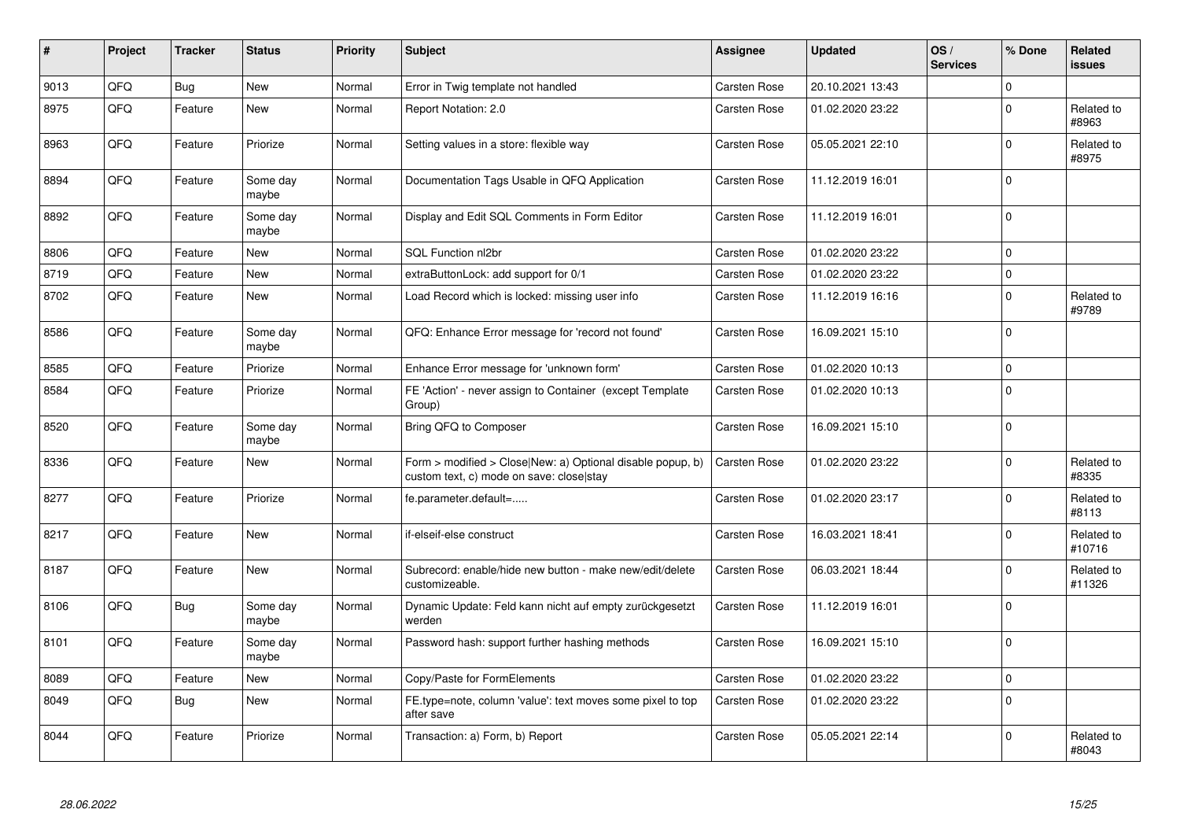| # | Project | Tracker | Status | Priority | Subject | Assignee | Updated | OS / Services | % Done | Related issues |
|---|---|---|---|---|---|---|---|---|---|---|
| 9013 | QFQ | Bug | New | Normal | Error in Twig template not handled | Carsten Rose | 20.10.2021 13:43 | | 0 | |
| 8975 | QFQ | Feature | New | Normal | Report Notation: 2.0 | Carsten Rose | 01.02.2020 23:22 | | 0 | Related to #8963 |
| 8963 | QFQ | Feature | Priorize | Normal | Setting values in a store: flexible way | Carsten Rose | 05.05.2021 22:10 | | 0 | Related to #8975 |
| 8894 | QFQ | Feature | Some day maybe | Normal | Documentation Tags Usable in QFQ Application | Carsten Rose | 11.12.2019 16:01 | | 0 | |
| 8892 | QFQ | Feature | Some day maybe | Normal | Display and Edit SQL Comments in Form Editor | Carsten Rose | 11.12.2019 16:01 | | 0 | |
| 8806 | QFQ | Feature | New | Normal | SQL Function nl2br | Carsten Rose | 01.02.2020 23:22 | | 0 | |
| 8719 | QFQ | Feature | New | Normal | extraButtonLock: add support for 0/1 | Carsten Rose | 01.02.2020 23:22 | | 0 | |
| 8702 | QFQ | Feature | New | Normal | Load Record which is locked: missing user info | Carsten Rose | 11.12.2019 16:16 | | 0 | Related to #9789 |
| 8586 | QFQ | Feature | Some day maybe | Normal | QFQ: Enhance Error message for 'record not found' | Carsten Rose | 16.09.2021 15:10 | | 0 | |
| 8585 | QFQ | Feature | Priorize | Normal | Enhance Error message for 'unknown form' | Carsten Rose | 01.02.2020 10:13 | | 0 | |
| 8584 | QFQ | Feature | Priorize | Normal | FE 'Action' - never assign to Container (except Template Group) | Carsten Rose | 01.02.2020 10:13 | | 0 | |
| 8520 | QFQ | Feature | Some day maybe | Normal | Bring QFQ to Composer | Carsten Rose | 16.09.2021 15:10 | | 0 | |
| 8336 | QFQ | Feature | New | Normal | Form > modified > Close\|New: a) Optional disable popup, b) custom text, c) mode on save: close\|stay | Carsten Rose | 01.02.2020 23:22 | | 0 | Related to #8335 |
| 8277 | QFQ | Feature | Priorize | Normal | fe.parameter.default=..... | Carsten Rose | 01.02.2020 23:17 | | 0 | Related to #8113 |
| 8217 | QFQ | Feature | New | Normal | if-elseif-else construct | Carsten Rose | 16.03.2021 18:41 | | 0 | Related to #10716 |
| 8187 | QFQ | Feature | New | Normal | Subrecord: enable/hide new button - make new/edit/delete customizeable. | Carsten Rose | 06.03.2021 18:44 | | 0 | Related to #11326 |
| 8106 | QFQ | Bug | Some day maybe | Normal | Dynamic Update: Feld kann nicht auf empty zurückgesetzt werden | Carsten Rose | 11.12.2019 16:01 | | 0 | |
| 8101 | QFQ | Feature | Some day maybe | Normal | Password hash: support further hashing methods | Carsten Rose | 16.09.2021 15:10 | | 0 | |
| 8089 | QFQ | Feature | New | Normal | Copy/Paste for FormElements | Carsten Rose | 01.02.2020 23:22 | | 0 | |
| 8049 | QFQ | Bug | New | Normal | FE.type=note, column 'value': text moves some pixel to top after save | Carsten Rose | 01.02.2020 23:22 | | 0 | |
| 8044 | QFQ | Feature | Priorize | Normal | Transaction: a) Form, b) Report | Carsten Rose | 05.05.2021 22:14 | | 0 | Related to #8043 |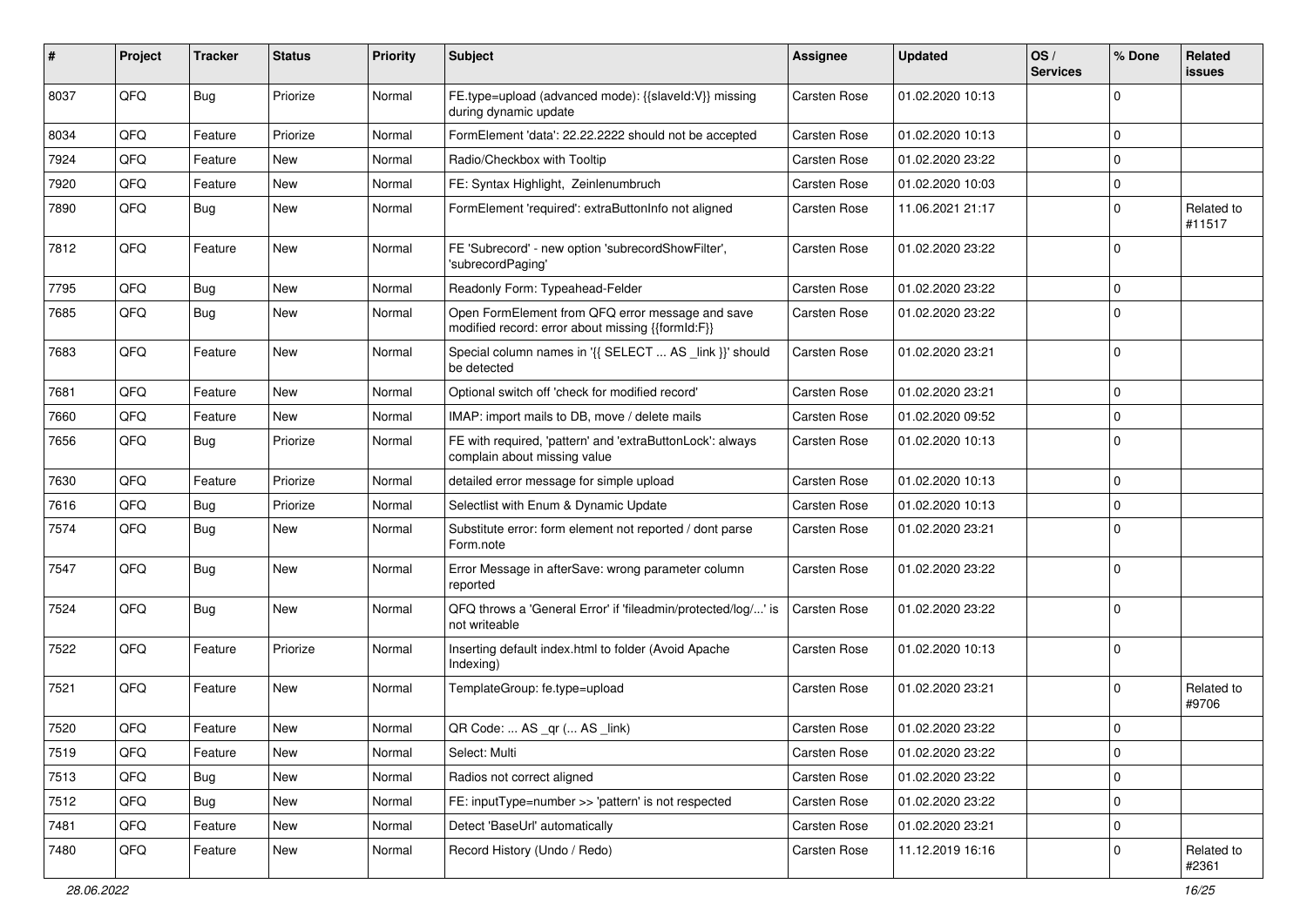| # | Project | Tracker | Status | Priority | Subject | Assignee | Updated | OS / Services | % Done | Related issues |
|---|---|---|---|---|---|---|---|---|---|---|
| 8037 | QFQ | Bug | Priorize | Normal | FE.type=upload (advanced mode): {{slaveId:V}} missing during dynamic update | Carsten Rose | 01.02.2020 10:13 | | 0 | |
| 8034 | QFQ | Feature | Priorize | Normal | FormElement 'data': 22.22.2222 should not be accepted | Carsten Rose | 01.02.2020 10:13 | | 0 | |
| 7924 | QFQ | Feature | New | Normal | Radio/Checkbox with Tooltip | Carsten Rose | 01.02.2020 23:22 | | 0 | |
| 7920 | QFQ | Feature | New | Normal | FE: Syntax Highlight, Zeinlenumbruch | Carsten Rose | 01.02.2020 10:03 | | 0 | |
| 7890 | QFQ | Bug | New | Normal | FormElement 'required': extraButtonInfo not aligned | Carsten Rose | 11.06.2021 21:17 | | 0 | Related to #11517 |
| 7812 | QFQ | Feature | New | Normal | FE 'Subrecord' - new option 'subrecordShowFilter', 'subrecordPaging' | Carsten Rose | 01.02.2020 23:22 | | 0 | |
| 7795 | QFQ | Bug | New | Normal | Readonly Form: Typeahead-Felder | Carsten Rose | 01.02.2020 23:22 | | 0 | |
| 7685 | QFQ | Bug | New | Normal | Open FormElement from QFQ error message and save modified record: error about missing {{formId:F}} | Carsten Rose | 01.02.2020 23:22 | | 0 | |
| 7683 | QFQ | Feature | New | Normal | Special column names in '{{ SELECT ... AS _link }}' should be detected | Carsten Rose | 01.02.2020 23:21 | | 0 | |
| 7681 | QFQ | Feature | New | Normal | Optional switch off 'check for modified record' | Carsten Rose | 01.02.2020 23:21 | | 0 | |
| 7660 | QFQ | Feature | New | Normal | IMAP: import mails to DB, move / delete mails | Carsten Rose | 01.02.2020 09:52 | | 0 | |
| 7656 | QFQ | Bug | Priorize | Normal | FE with required, 'pattern' and 'extraButtonLock': always complain about missing value | Carsten Rose | 01.02.2020 10:13 | | 0 | |
| 7630 | QFQ | Feature | Priorize | Normal | detailed error message for simple upload | Carsten Rose | 01.02.2020 10:13 | | 0 | |
| 7616 | QFQ | Bug | Priorize | Normal | Selectlist with Enum & Dynamic Update | Carsten Rose | 01.02.2020 10:13 | | 0 | |
| 7574 | QFQ | Bug | New | Normal | Substitute error: form element not reported / dont parse Form.note | Carsten Rose | 01.02.2020 23:21 | | 0 | |
| 7547 | QFQ | Bug | New | Normal | Error Message in afterSave: wrong parameter column reported | Carsten Rose | 01.02.2020 23:22 | | 0 | |
| 7524 | QFQ | Bug | New | Normal | QFQ throws a 'General Error' if 'fileadmin/protected/log/...' is not writeable | Carsten Rose | 01.02.2020 23:22 | | 0 | |
| 7522 | QFQ | Feature | Priorize | Normal | Inserting default index.html to folder (Avoid Apache Indexing) | Carsten Rose | 01.02.2020 10:13 | | 0 | |
| 7521 | QFQ | Feature | New | Normal | TemplateGroup: fe.type=upload | Carsten Rose | 01.02.2020 23:21 | | 0 | Related to #9706 |
| 7520 | QFQ | Feature | New | Normal | QR Code: ... AS _qr ( ... AS _link) | Carsten Rose | 01.02.2020 23:22 | | 0 | |
| 7519 | QFQ | Feature | New | Normal | Select: Multi | Carsten Rose | 01.02.2020 23:22 | | 0 | |
| 7513 | QFQ | Bug | New | Normal | Radios not correct aligned | Carsten Rose | 01.02.2020 23:22 | | 0 | |
| 7512 | QFQ | Bug | New | Normal | FE: inputType=number >> 'pattern' is not respected | Carsten Rose | 01.02.2020 23:22 | | 0 | |
| 7481 | QFQ | Feature | New | Normal | Detect 'BaseUrl' automatically | Carsten Rose | 01.02.2020 23:21 | | 0 | |
| 7480 | QFQ | Feature | New | Normal | Record History (Undo / Redo) | Carsten Rose | 11.12.2019 16:16 | | 0 | Related to #2361 |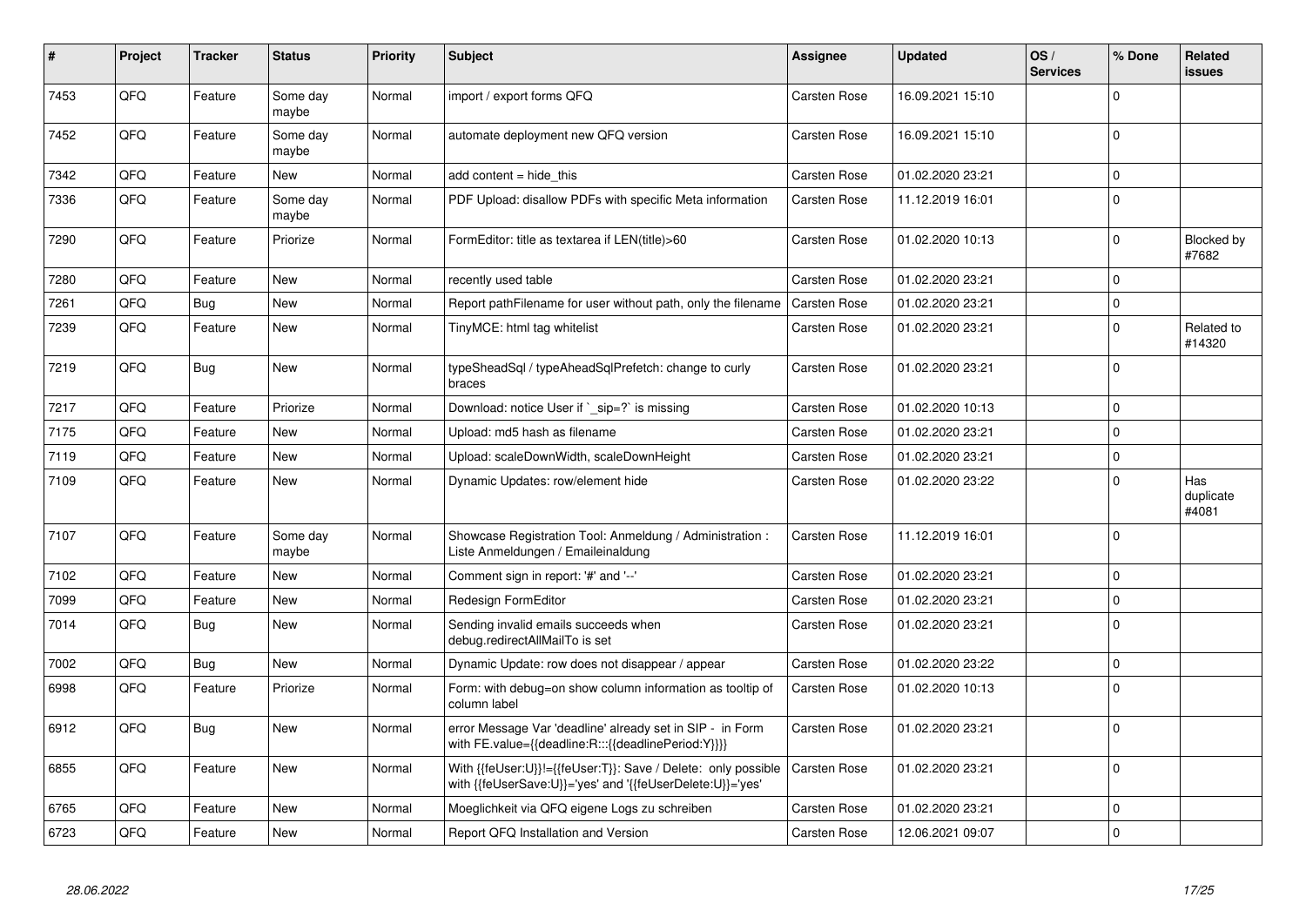| # | Project | Tracker | Status | Priority | Subject | Assignee | Updated | OS / Services | % Done | Related issues |
|---|---|---|---|---|---|---|---|---|---|---|
| 7453 | QFQ | Feature | Some day maybe | Normal | import / export forms QFQ | Carsten Rose | 16.09.2021 15:10 | | 0 | |
| 7452 | QFQ | Feature | Some day maybe | Normal | automate deployment new QFQ version | Carsten Rose | 16.09.2021 15:10 | | 0 | |
| 7342 | QFQ | Feature | New | Normal | add content = hide_this | Carsten Rose | 01.02.2020 23:21 | | 0 | |
| 7336 | QFQ | Feature | Some day maybe | Normal | PDF Upload: disallow PDFs with specific Meta information | Carsten Rose | 11.12.2019 16:01 | | 0 | |
| 7290 | QFQ | Feature | Priorize | Normal | FormEditor: title as textarea if LEN(title)>60 | Carsten Rose | 01.02.2020 10:13 | | 0 | Blocked by #7682 |
| 7280 | QFQ | Feature | New | Normal | recently used table | Carsten Rose | 01.02.2020 23:21 | | 0 | |
| 7261 | QFQ | Bug | New | Normal | Report pathFilename for user without path, only the filename | Carsten Rose | 01.02.2020 23:21 | | 0 | |
| 7239 | QFQ | Feature | New | Normal | TinyMCE: html tag whitelist | Carsten Rose | 01.02.2020 23:21 | | 0 | Related to #14320 |
| 7219 | QFQ | Bug | New | Normal | typeSheadSql / typeAheadSqlPrefetch: change to curly braces | Carsten Rose | 01.02.2020 23:21 | | 0 | |
| 7217 | QFQ | Feature | Priorize | Normal | Download: notice User if `_sip=?` is missing | Carsten Rose | 01.02.2020 10:13 | | 0 | |
| 7175 | QFQ | Feature | New | Normal | Upload: md5 hash as filename | Carsten Rose | 01.02.2020 23:21 | | 0 | |
| 7119 | QFQ | Feature | New | Normal | Upload: scaleDownWidth, scaleDownHeight | Carsten Rose | 01.02.2020 23:21 | | 0 | |
| 7109 | QFQ | Feature | New | Normal | Dynamic Updates: row/element hide | Carsten Rose | 01.02.2020 23:22 | | 0 | Has duplicate #4081 |
| 7107 | QFQ | Feature | Some day maybe | Normal | Showcase Registration Tool: Anmeldung / Administration : Liste Anmeldungen / Emaileinaldung | Carsten Rose | 11.12.2019 16:01 | | 0 | |
| 7102 | QFQ | Feature | New | Normal | Comment sign in report: '#' and '--' | Carsten Rose | 01.02.2020 23:21 | | 0 | |
| 7099 | QFQ | Feature | New | Normal | Redesign FormEditor | Carsten Rose | 01.02.2020 23:21 | | 0 | |
| 7014 | QFQ | Bug | New | Normal | Sending invalid emails succeeds when debug.redirectAllMailTo is set | Carsten Rose | 01.02.2020 23:21 | | 0 | |
| 7002 | QFQ | Bug | New | Normal | Dynamic Update: row does not disappear / appear | Carsten Rose | 01.02.2020 23:22 | | 0 | |
| 6998 | QFQ | Feature | Priorize | Normal | Form: with debug=on show column information as tooltip of column label | Carsten Rose | 01.02.2020 10:13 | | 0 | |
| 6912 | QFQ | Bug | New | Normal | error Message Var 'deadline' already set in SIP - in Form with FE.value={{deadline:R:::{{deadlinePeriod:Y}}}} | Carsten Rose | 01.02.2020 23:21 | | 0 | |
| 6855 | QFQ | Feature | New | Normal | With {{feUser:U}}!={{feUser:T}}: Save / Delete: only possible with {{feUserSave:U}}='yes' and '{{feUserDelete:U}}='yes' | Carsten Rose | 01.02.2020 23:21 | | 0 | |
| 6765 | QFQ | Feature | New | Normal | Moeglichkeit via QFQ eigene Logs zu schreiben | Carsten Rose | 01.02.2020 23:21 | | 0 | |
| 6723 | QFQ | Feature | New | Normal | Report QFQ Installation and Version | Carsten Rose | 12.06.2021 09:07 | | 0 | |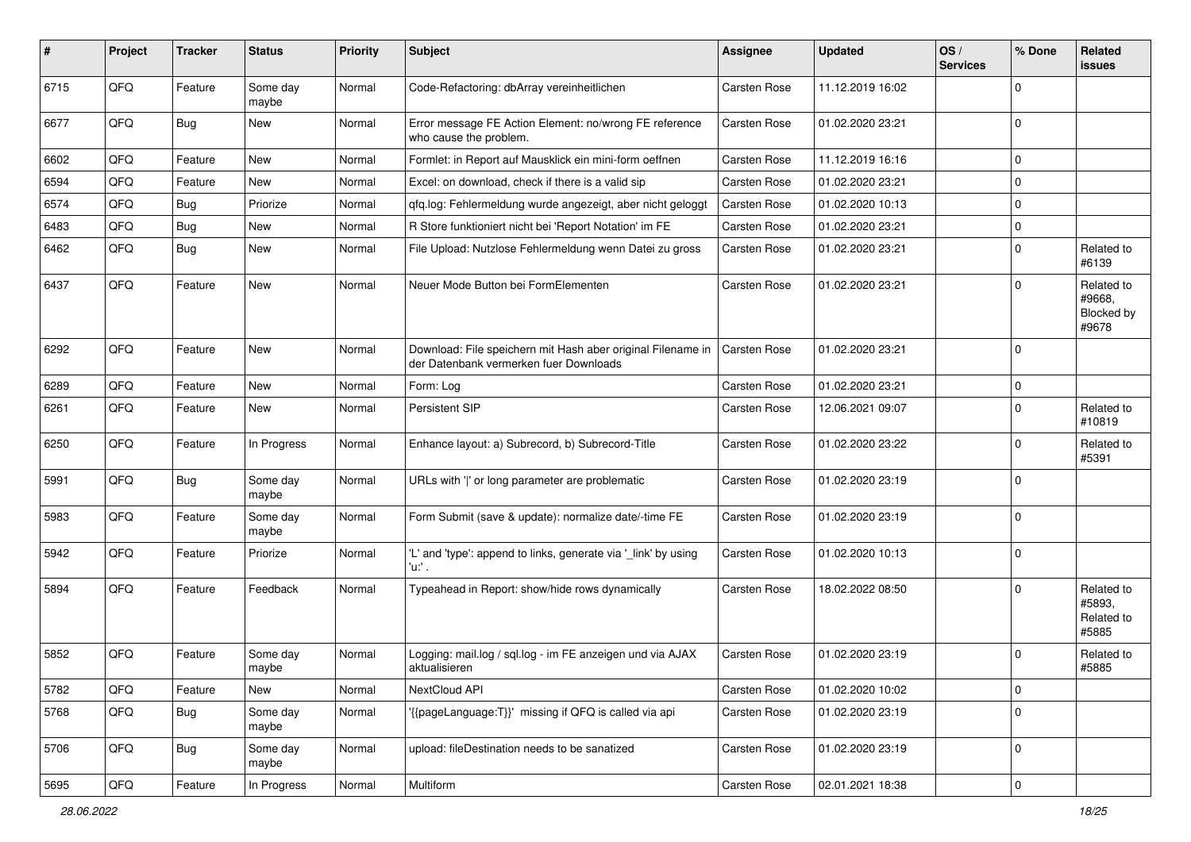| # | Project | Tracker | Status | Priority | Subject | Assignee | Updated | OS / Services | % Done | Related issues |
|---|---|---|---|---|---|---|---|---|---|---|
| 6715 | QFQ | Feature | Some day maybe | Normal | Code-Refactoring: dbArray vereinheitlichen | Carsten Rose | 11.12.2019 16:02 | | 0 | |
| 6677 | QFQ | Bug | New | Normal | Error message FE Action Element: no/wrong FE reference who cause the problem. | Carsten Rose | 01.02.2020 23:21 | | 0 | |
| 6602 | QFQ | Feature | New | Normal | Formlet: in Report auf Mausklick ein mini-form oeffnen | Carsten Rose | 11.12.2019 16:16 | | 0 | |
| 6594 | QFQ | Feature | New | Normal | Excel: on download, check if there is a valid sip | Carsten Rose | 01.02.2020 23:21 | | 0 | |
| 6574 | QFQ | Bug | Priorize | Normal | qfq.log: Fehlermeldung wurde angezeigt, aber nicht geloggt | Carsten Rose | 01.02.2020 10:13 | | 0 | |
| 6483 | QFQ | Bug | New | Normal | R Store funktioniert nicht bei 'Report Notation' im FE | Carsten Rose | 01.02.2020 23:21 | | 0 | |
| 6462 | QFQ | Bug | New | Normal | File Upload: Nutzlose Fehlermeldung wenn Datei zu gross | Carsten Rose | 01.02.2020 23:21 | | 0 | Related to #6139 |
| 6437 | QFQ | Feature | New | Normal | Neuer Mode Button bei FormElementen | Carsten Rose | 01.02.2020 23:21 | | 0 | Related to #9668, Blocked by #9678 |
| 6292 | QFQ | Feature | New | Normal | Download: File speichern mit Hash aber original Filename in der Datenbank vermerken fuer Downloads | Carsten Rose | 01.02.2020 23:21 | | 0 | |
| 6289 | QFQ | Feature | New | Normal | Form: Log | Carsten Rose | 01.02.2020 23:21 | | 0 | |
| 6261 | QFQ | Feature | New | Normal | Persistent SIP | Carsten Rose | 12.06.2021 09:07 | | 0 | Related to #10819 |
| 6250 | QFQ | Feature | In Progress | Normal | Enhance layout: a) Subrecord, b) Subrecord-Title | Carsten Rose | 01.02.2020 23:22 | | 0 | Related to #5391 |
| 5991 | QFQ | Bug | Some day maybe | Normal | URLs with '&#124;' or long parameter are problematic | Carsten Rose | 01.02.2020 23:19 | | 0 | |
| 5983 | QFQ | Feature | Some day maybe | Normal | Form Submit (save & update): normalize date/-time FE | Carsten Rose | 01.02.2020 23:19 | | 0 | |
| 5942 | QFQ | Feature | Priorize | Normal | 'L' and 'type': append to links, generate via '_link' by using 'u:' . | Carsten Rose | 01.02.2020 10:13 | | 0 | |
| 5894 | QFQ | Feature | Feedback | Normal | Typeahead in Report: show/hide rows dynamically | Carsten Rose | 18.02.2022 08:50 | | 0 | Related to #5893, Related to #5885 |
| 5852 | QFQ | Feature | Some day maybe | Normal | Logging: mail.log / sql.log - im FE anzeigen und via AJAX aktualisieren | Carsten Rose | 01.02.2020 23:19 | | 0 | Related to #5885 |
| 5782 | QFQ | Feature | New | Normal | NextCloud API | Carsten Rose | 01.02.2020 10:02 | | 0 | |
| 5768 | QFQ | Bug | Some day maybe | Normal | '{{pageLanguage:T}}' missing if QFQ is called via api | Carsten Rose | 01.02.2020 23:19 | | 0 | |
| 5706 | QFQ | Bug | Some day maybe | Normal | upload: fileDestination needs to be sanatized | Carsten Rose | 01.02.2020 23:19 | | 0 | |
| 5695 | QFQ | Feature | In Progress | Normal | Multiform | Carsten Rose | 02.01.2021 18:38 | | 0 | |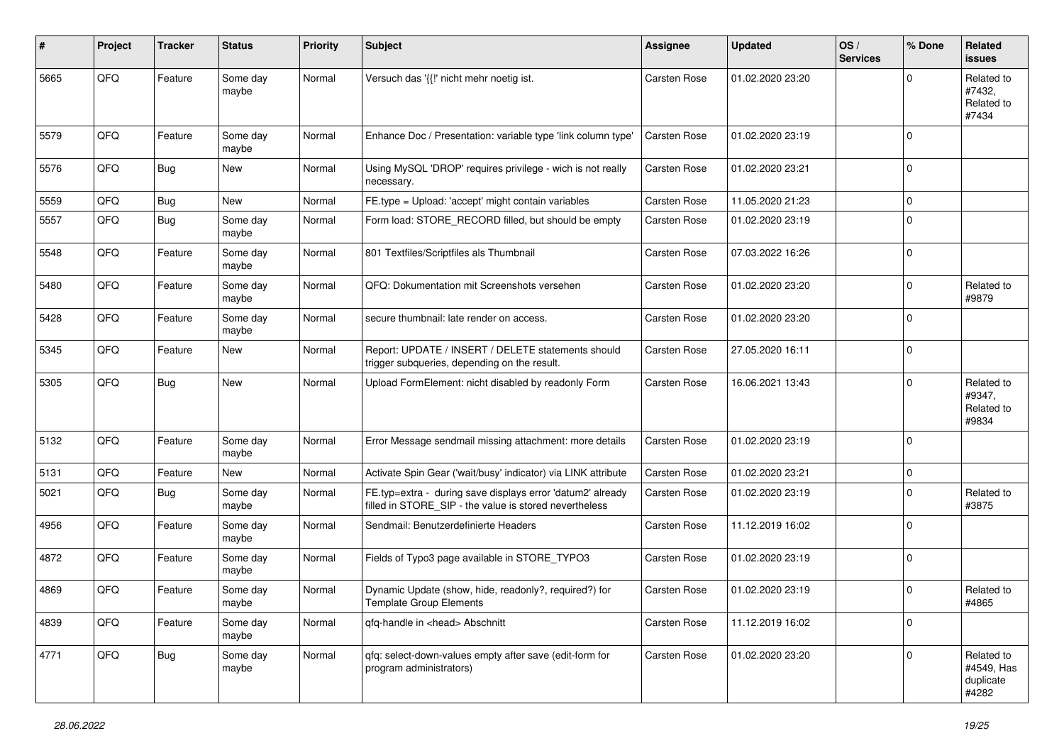| # | Project | Tracker | Status | Priority | Subject | Assignee | Updated | OS / Services | % Done | Related issues |
|---|---|---|---|---|---|---|---|---|---|---|
| 5665 | QFQ | Feature | Some day maybe | Normal | Versuch das '{{!' nicht mehr noetig ist. | Carsten Rose | 01.02.2020 23:20 | | 0 | Related to #7432, Related to #7434 |
| 5579 | QFQ | Feature | Some day maybe | Normal | Enhance Doc / Presentation: variable type 'link column type' | Carsten Rose | 01.02.2020 23:19 | | 0 | |
| 5576 | QFQ | Bug | New | Normal | Using MySQL 'DROP' requires privilege - wich is not really necessary. | Carsten Rose | 01.02.2020 23:21 | | 0 | |
| 5559 | QFQ | Bug | New | Normal | FE.type = Upload: 'accept' might contain variables | Carsten Rose | 11.05.2020 21:23 | | 0 | |
| 5557 | QFQ | Bug | Some day maybe | Normal | Form load: STORE_RECORD filled, but should be empty | Carsten Rose | 01.02.2020 23:19 | | 0 | |
| 5548 | QFQ | Feature | Some day maybe | Normal | 801 Textfiles/Scriptfiles als Thumbnail | Carsten Rose | 07.03.2022 16:26 | | 0 | |
| 5480 | QFQ | Feature | Some day maybe | Normal | QFQ: Dokumentation mit Screenshots versehen | Carsten Rose | 01.02.2020 23:20 | | 0 | Related to #9879 |
| 5428 | QFQ | Feature | Some day maybe | Normal | secure thumbnail: late render on access. | Carsten Rose | 01.02.2020 23:20 | | 0 | |
| 5345 | QFQ | Feature | New | Normal | Report: UPDATE / INSERT / DELETE statements should trigger subqueries, depending on the result. | Carsten Rose | 27.05.2020 16:11 | | 0 | |
| 5305 | QFQ | Bug | New | Normal | Upload FormElement: nicht disabled by readonly Form | Carsten Rose | 16.06.2021 13:43 | | 0 | Related to #9347, Related to #9834 |
| 5132 | QFQ | Feature | Some day maybe | Normal | Error Message sendmail missing attachment: more details | Carsten Rose | 01.02.2020 23:19 | | 0 | |
| 5131 | QFQ | Feature | New | Normal | Activate Spin Gear ('wait/busy' indicator) via LINK attribute | Carsten Rose | 01.02.2020 23:21 | | 0 | |
| 5021 | QFQ | Bug | Some day maybe | Normal | FE.typ=extra - during save displays error 'datum2' already filled in STORE_SIP - the value is stored nevertheless | Carsten Rose | 01.02.2020 23:19 | | 0 | Related to #3875 |
| 4956 | QFQ | Feature | Some day maybe | Normal | Sendmail: Benutzerdefinierte Headers | Carsten Rose | 11.12.2019 16:02 | | 0 | |
| 4872 | QFQ | Feature | Some day maybe | Normal | Fields of Typo3 page available in STORE_TYPO3 | Carsten Rose | 01.02.2020 23:19 | | 0 | |
| 4869 | QFQ | Feature | Some day maybe | Normal | Dynamic Update (show, hide, readonly?, required?) for Template Group Elements | Carsten Rose | 01.02.2020 23:19 | | 0 | Related to #4865 |
| 4839 | QFQ | Feature | Some day maybe | Normal | qfq-handle in <head> Abschnitt | Carsten Rose | 11.12.2019 16:02 | | 0 | |
| 4771 | QFQ | Bug | Some day maybe | Normal | qfq: select-down-values empty after save (edit-form for program administrators) | Carsten Rose | 01.02.2020 23:20 | | 0 | Related to #4549, Has duplicate #4282 |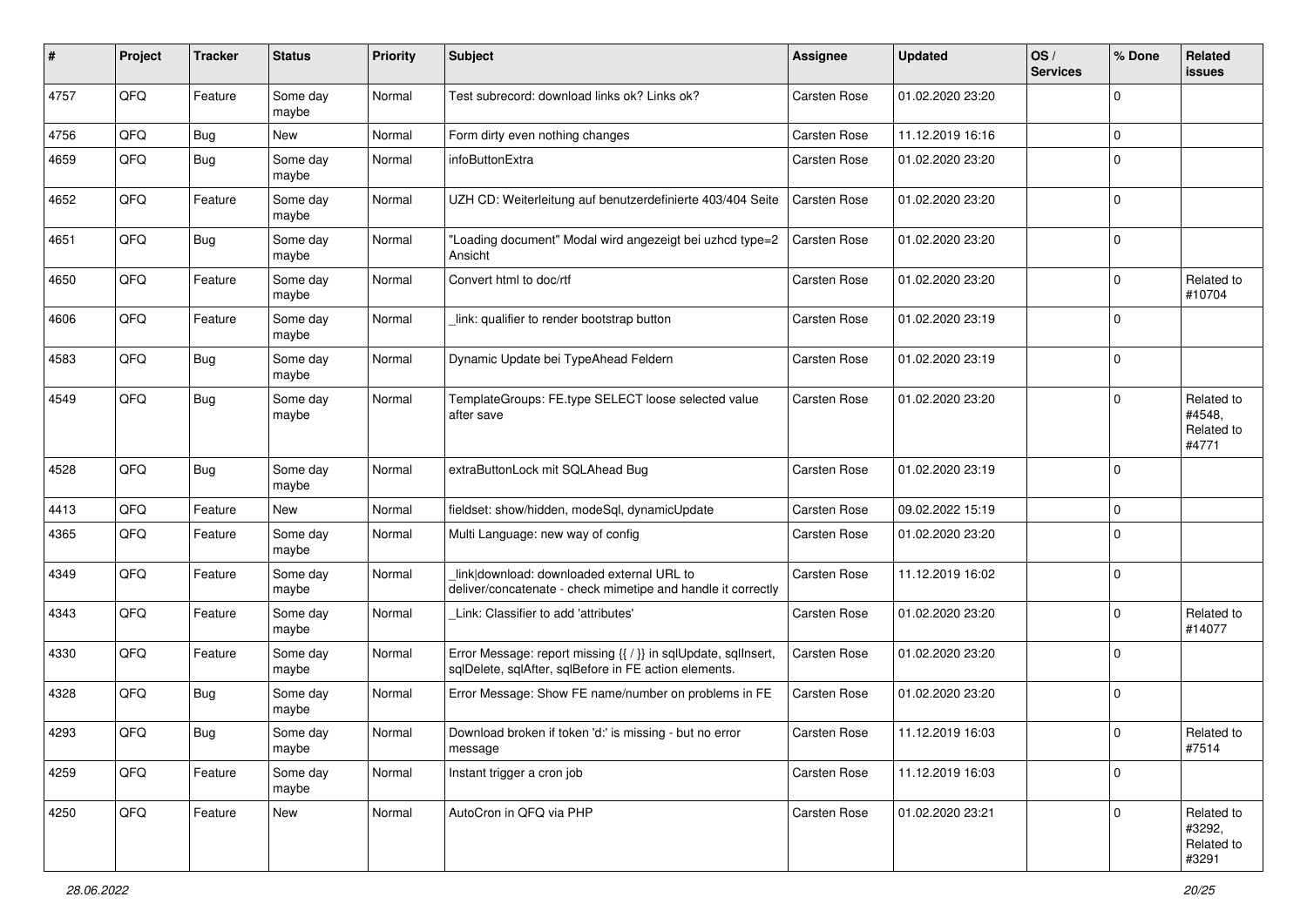| # | Project | Tracker | Status | Priority | Subject | Assignee | Updated | OS / Services | % Done | Related issues |
|---|---|---|---|---|---|---|---|---|---|---|
| 4757 | QFQ | Feature | Some day maybe | Normal | Test subrecord: download links ok? Links ok? | Carsten Rose | 01.02.2020 23:20 | | 0 | |
| 4756 | QFQ | Bug | New | Normal | Form dirty even nothing changes | Carsten Rose | 11.12.2019 16:16 | | 0 | |
| 4659 | QFQ | Bug | Some day maybe | Normal | infoButtonExtra | Carsten Rose | 01.02.2020 23:20 | | 0 | |
| 4652 | QFQ | Feature | Some day maybe | Normal | UZH CD: Weiterleitung auf benutzerdefinierte 403/404 Seite | Carsten Rose | 01.02.2020 23:20 | | 0 | |
| 4651 | QFQ | Bug | Some day maybe | Normal | "Loading document" Modal wird angezeigt bei uzhcd type=2 Ansicht | Carsten Rose | 01.02.2020 23:20 | | 0 | |
| 4650 | QFQ | Feature | Some day maybe | Normal | Convert html to doc/rtf | Carsten Rose | 01.02.2020 23:20 | | 0 | Related to #10704 |
| 4606 | QFQ | Feature | Some day maybe | Normal | _link: qualifier to render bootstrap button | Carsten Rose | 01.02.2020 23:19 | | 0 | |
| 4583 | QFQ | Bug | Some day maybe | Normal | Dynamic Update bei TypeAhead Feldern | Carsten Rose | 01.02.2020 23:19 | | 0 | |
| 4549 | QFQ | Bug | Some day maybe | Normal | TemplateGroups: FE.type SELECT loose selected value after save | Carsten Rose | 01.02.2020 23:20 | | 0 | Related to #4548, Related to #4771 |
| 4528 | QFQ | Bug | Some day maybe | Normal | extraButtonLock mit SQLAhead Bug | Carsten Rose | 01.02.2020 23:19 | | 0 | |
| 4413 | QFQ | Feature | New | Normal | fieldset: show/hidden, modeSql, dynamicUpdate | Carsten Rose | 09.02.2022 15:19 | | 0 | |
| 4365 | QFQ | Feature | Some day maybe | Normal | Multi Language: new way of config | Carsten Rose | 01.02.2020 23:20 | | 0 | |
| 4349 | QFQ | Feature | Some day maybe | Normal | _link\|download: downloaded external URL to deliver/concatenate - check mimetipe and handle it correctly | Carsten Rose | 11.12.2019 16:02 | | 0 | |
| 4343 | QFQ | Feature | Some day maybe | Normal | _Link: Classifier to add 'attributes' | Carsten Rose | 01.02.2020 23:20 | | 0 | Related to #14077 |
| 4330 | QFQ | Feature | Some day maybe | Normal | Error Message: report missing {{ / }} in sqlUpdate, sqlInsert, sqlDelete, sqlAfter, sqlBefore in FE action elements. | Carsten Rose | 01.02.2020 23:20 | | 0 | |
| 4328 | QFQ | Bug | Some day maybe | Normal | Error Message: Show FE name/number on problems in FE | Carsten Rose | 01.02.2020 23:20 | | 0 | |
| 4293 | QFQ | Bug | Some day maybe | Normal | Download broken if token 'd:' is missing - but no error message | Carsten Rose | 11.12.2019 16:03 | | 0 | Related to #7514 |
| 4259 | QFQ | Feature | Some day maybe | Normal | Instant trigger a cron job | Carsten Rose | 11.12.2019 16:03 | | 0 | |
| 4250 | QFQ | Feature | New | Normal | AutoCron in QFQ via PHP | Carsten Rose | 01.02.2020 23:21 | | 0 | Related to #3292, Related to #3291 |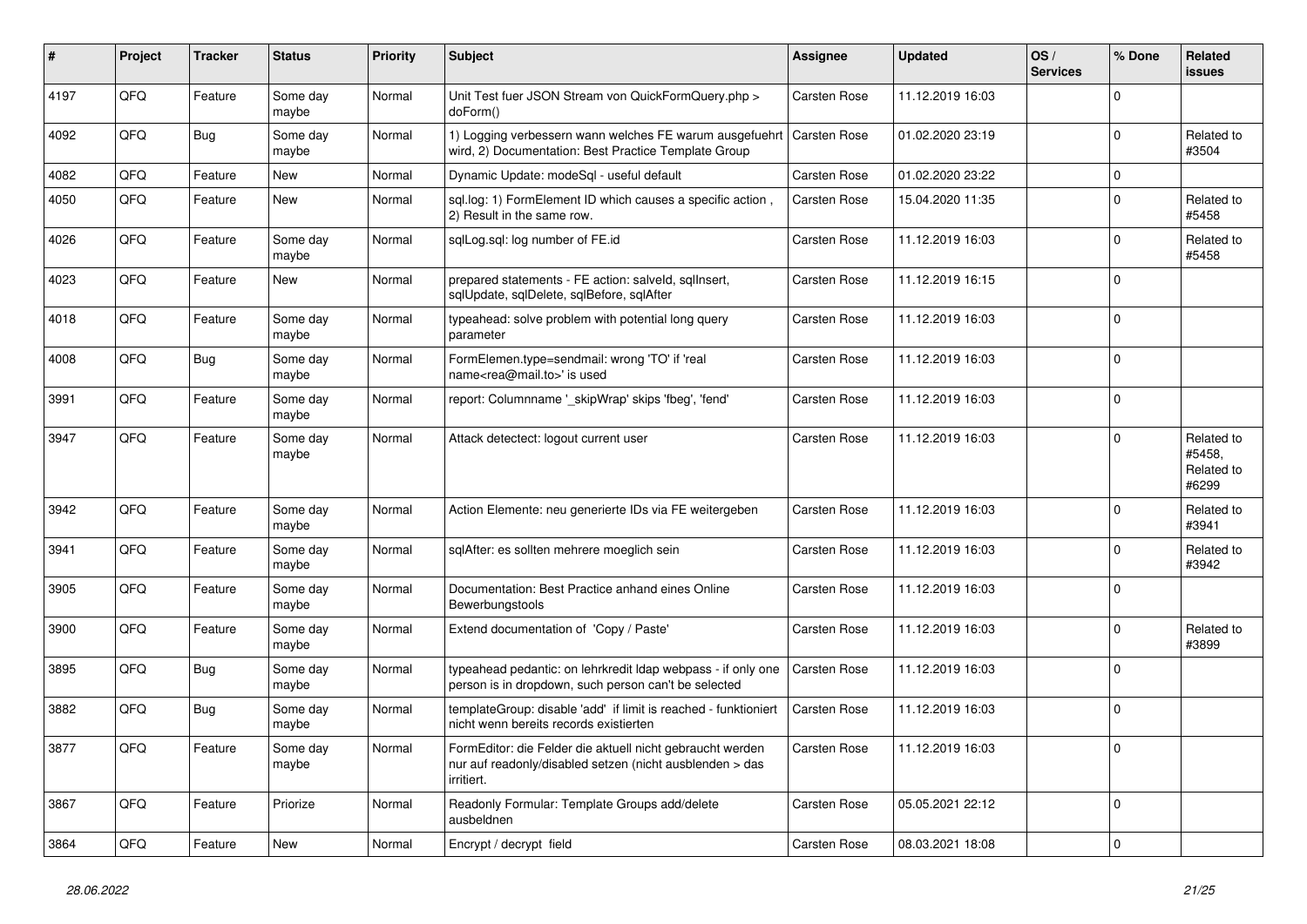| # | Project | Tracker | Status | Priority | Subject | Assignee | Updated | OS / Services | % Done | Related issues |
|---|---|---|---|---|---|---|---|---|---|---|
| 4197 | QFQ | Feature | Some day maybe | Normal | Unit Test fuer JSON Stream von QuickFormQuery.php > doForm() | Carsten Rose | 11.12.2019 16:03 | | 0 | |
| 4092 | QFQ | Bug | Some day maybe | Normal | 1) Logging verbessern wann welches FE warum ausgefuehrt wird, 2) Documentation: Best Practice Template Group | Carsten Rose | 01.02.2020 23:19 | | 0 | Related to #3504 |
| 4082 | QFQ | Feature | New | Normal | Dynamic Update: modeSql - useful default | Carsten Rose | 01.02.2020 23:22 | | 0 | |
| 4050 | QFQ | Feature | New | Normal | sql.log: 1) FormElement ID which causes a specific action , 2) Result in the same row. | Carsten Rose | 15.04.2020 11:35 | | 0 | Related to #5458 |
| 4026 | QFQ | Feature | Some day maybe | Normal | sqlLog.sql: log number of FE.id | Carsten Rose | 11.12.2019 16:03 | | 0 | Related to #5458 |
| 4023 | QFQ | Feature | New | Normal | prepared statements - FE action: salveId, sqlInsert, sqlUpdate, sqlDelete, sqlBefore, sqlAfter | Carsten Rose | 11.12.2019 16:15 | | 0 | |
| 4018 | QFQ | Feature | Some day maybe | Normal | typeahead: solve problem with potential long query parameter | Carsten Rose | 11.12.2019 16:03 | | 0 | |
| 4008 | QFQ | Bug | Some day maybe | Normal | FormElemen.type=sendmail: wrong 'TO' if 'real name<rea@mail.to>' is used | Carsten Rose | 11.12.2019 16:03 | | 0 | |
| 3991 | QFQ | Feature | Some day maybe | Normal | report: Columnname '_skipWrap' skips 'fbeg', 'fend' | Carsten Rose | 11.12.2019 16:03 | | 0 | |
| 3947 | QFQ | Feature | Some day maybe | Normal | Attack detectect: logout current user | Carsten Rose | 11.12.2019 16:03 | | 0 | Related to #5458, Related to #6299 |
| 3942 | QFQ | Feature | Some day maybe | Normal | Action Elemente: neu generierte IDs via FE weitergeben | Carsten Rose | 11.12.2019 16:03 | | 0 | Related to #3941 |
| 3941 | QFQ | Feature | Some day maybe | Normal | sqlAfter: es sollten mehrere moeglich sein | Carsten Rose | 11.12.2019 16:03 | | 0 | Related to #3942 |
| 3905 | QFQ | Feature | Some day maybe | Normal | Documentation: Best Practice anhand eines Online Bewerbungstools | Carsten Rose | 11.12.2019 16:03 | | 0 | |
| 3900 | QFQ | Feature | Some day maybe | Normal | Extend documentation of 'Copy / Paste' | Carsten Rose | 11.12.2019 16:03 | | 0 | Related to #3899 |
| 3895 | QFQ | Bug | Some day maybe | Normal | typeahead pedantic: on lehrkredit ldap webpass - if only one person is in dropdown, such person can't be selected | Carsten Rose | 11.12.2019 16:03 | | 0 | |
| 3882 | QFQ | Bug | Some day maybe | Normal | templateGroup: disable 'add' if limit is reached - funktioniert nicht wenn bereits records existierten | Carsten Rose | 11.12.2019 16:03 | | 0 | |
| 3877 | QFQ | Feature | Some day maybe | Normal | FormEditor: die Felder die aktuell nicht gebraucht werden nur auf readonly/disabled setzen (nicht ausblenden > das irritiert. | Carsten Rose | 11.12.2019 16:03 | | 0 | |
| 3867 | QFQ | Feature | Priorize | Normal | Readonly Formular: Template Groups add/delete ausbeldnen | Carsten Rose | 05.05.2021 22:12 | | 0 | |
| 3864 | QFQ | Feature | New | Normal | Encrypt / decrypt field | Carsten Rose | 08.03.2021 18:08 | | 0 | |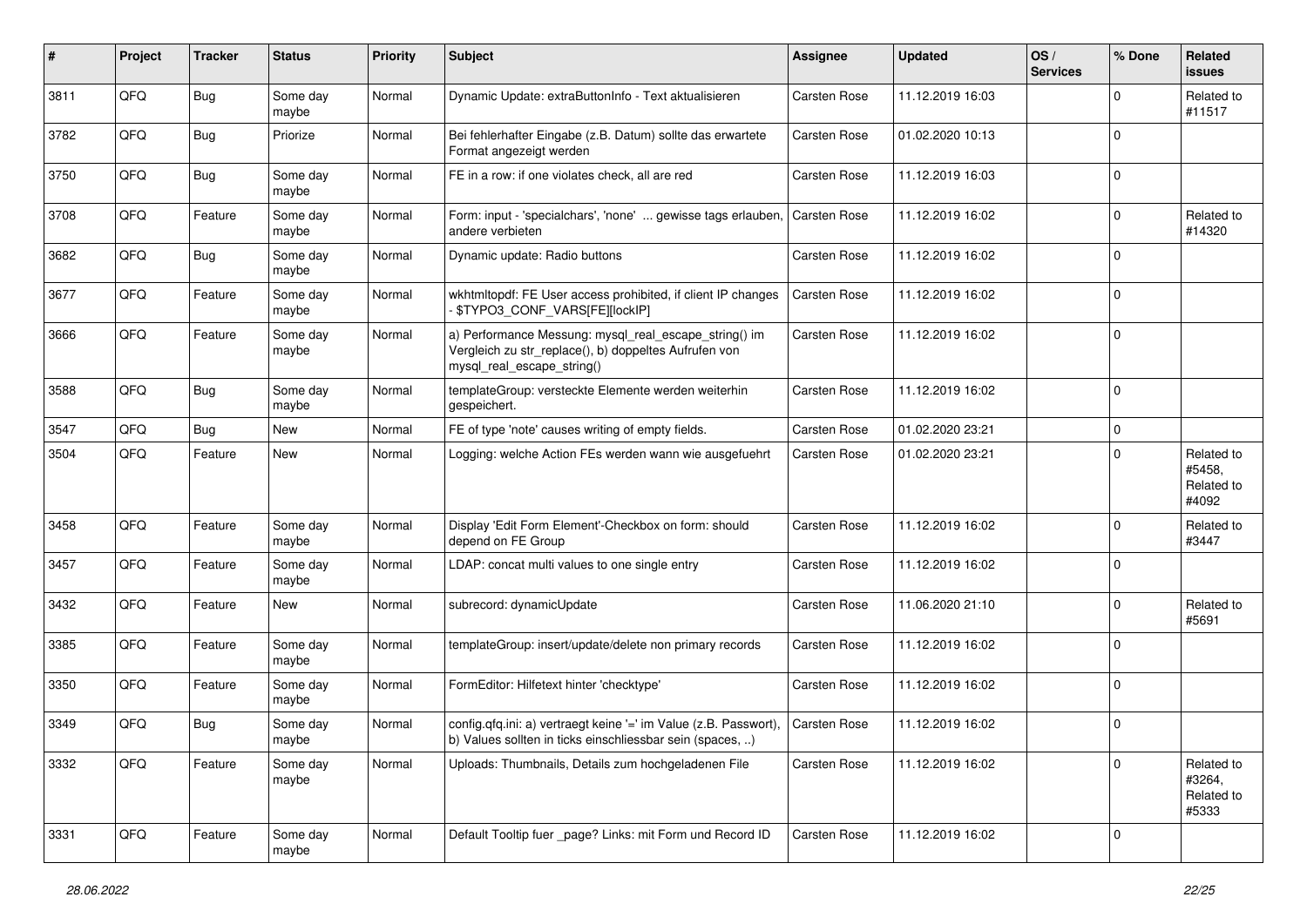| # | Project | Tracker | Status | Priority | Subject | Assignee | Updated | OS / Services | % Done | Related issues |
|---|---|---|---|---|---|---|---|---|---|---|
| 3811 | QFQ | Bug | Some day maybe | Normal | Dynamic Update: extraButtonInfo - Text aktualisieren | Carsten Rose | 11.12.2019 16:03 | | 0 | Related to #11517 |
| 3782 | QFQ | Bug | Priorize | Normal | Bei fehlerhafter Eingabe (z.B. Datum) sollte das erwartete Format angezeigt werden | Carsten Rose | 01.02.2020 10:13 | | 0 | |
| 3750 | QFQ | Bug | Some day maybe | Normal | FE in a row: if one violates check, all are red | Carsten Rose | 11.12.2019 16:03 | | 0 | |
| 3708 | QFQ | Feature | Some day maybe | Normal | Form: input - 'specialchars', 'none' ... gewisse tags erlauben, andere verbieten | Carsten Rose | 11.12.2019 16:02 | | 0 | Related to #14320 |
| 3682 | QFQ | Bug | Some day maybe | Normal | Dynamic update: Radio buttons | Carsten Rose | 11.12.2019 16:02 | | 0 | |
| 3677 | QFQ | Feature | Some day maybe | Normal | wkhtmltopdf: FE User access prohibited, if client IP changes - $TYPO3_CONF_VARS[FE][lockIP] | Carsten Rose | 11.12.2019 16:02 | | 0 | |
| 3666 | QFQ | Feature | Some day maybe | Normal | a) Performance Messung: mysql_real_escape_string() im Vergleich zu str_replace(), b) doppeltes Aufrufen von mysql_real_escape_string() | Carsten Rose | 11.12.2019 16:02 | | 0 | |
| 3588 | QFQ | Bug | Some day maybe | Normal | templateGroup: versteckte Elemente werden weiterhin gespeichert. | Carsten Rose | 11.12.2019 16:02 | | 0 | |
| 3547 | QFQ | Bug | New | Normal | FE of type 'note' causes writing of empty fields. | Carsten Rose | 01.02.2020 23:21 | | 0 | |
| 3504 | QFQ | Feature | New | Normal | Logging: welche Action FEs werden wann wie ausgefuehrt | Carsten Rose | 01.02.2020 23:21 | | 0 | Related to #5458, Related to #4092 |
| 3458 | QFQ | Feature | Some day maybe | Normal | Display 'Edit Form Element'-Checkbox on form: should depend on FE Group | Carsten Rose | 11.12.2019 16:02 | | 0 | Related to #3447 |
| 3457 | QFQ | Feature | Some day maybe | Normal | LDAP: concat multi values to one single entry | Carsten Rose | 11.12.2019 16:02 | | 0 | |
| 3432 | QFQ | Feature | New | Normal | subrecord: dynamicUpdate | Carsten Rose | 11.06.2020 21:10 | | 0 | Related to #5691 |
| 3385 | QFQ | Feature | Some day maybe | Normal | templateGroup: insert/update/delete non primary records | Carsten Rose | 11.12.2019 16:02 | | 0 | |
| 3350 | QFQ | Feature | Some day maybe | Normal | FormEditor: Hilfetext hinter 'checktype' | Carsten Rose | 11.12.2019 16:02 | | 0 | |
| 3349 | QFQ | Bug | Some day maybe | Normal | config.qfq.ini: a) vertraegt keine '=' im Value (z.B. Passwort), b) Values sollten in ticks einschliessbar sein (spaces, ..) | Carsten Rose | 11.12.2019 16:02 | | 0 | |
| 3332 | QFQ | Feature | Some day maybe | Normal | Uploads: Thumbnails, Details zum hochgeladenen File | Carsten Rose | 11.12.2019 16:02 | | 0 | Related to #3264, Related to #5333 |
| 3331 | QFQ | Feature | Some day maybe | Normal | Default Tooltip fuer _page? Links: mit Form und Record ID | Carsten Rose | 11.12.2019 16:02 | | 0 | |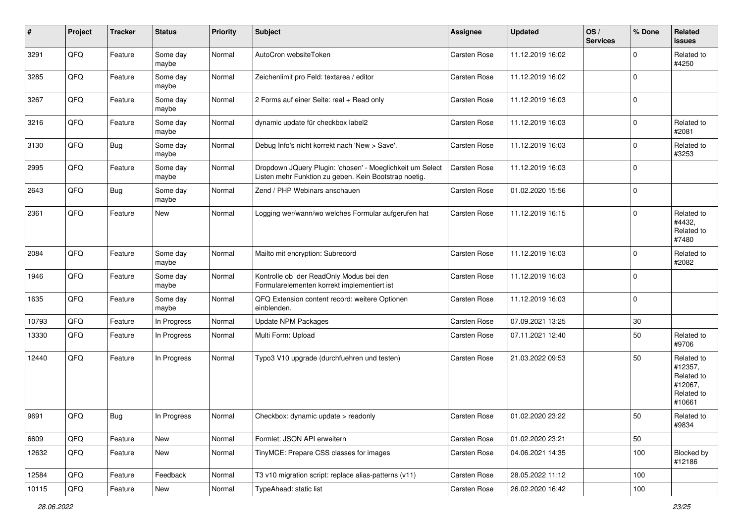| # | Project | Tracker | Status | Priority | Subject | Assignee | Updated | OS / Services | % Done | Related issues |
|---|---|---|---|---|---|---|---|---|---|---|
| 3291 | QFQ | Feature | Some day maybe | Normal | AutoCron websiteToken | Carsten Rose | 11.12.2019 16:02 | | 0 | Related to #4250 |
| 3285 | QFQ | Feature | Some day maybe | Normal | Zeichenlimit pro Feld: textarea / editor | Carsten Rose | 11.12.2019 16:02 | | 0 | |
| 3267 | QFQ | Feature | Some day maybe | Normal | 2 Forms auf einer Seite: real + Read only | Carsten Rose | 11.12.2019 16:03 | | 0 | |
| 3216 | QFQ | Feature | Some day maybe | Normal | dynamic update für checkbox label2 | Carsten Rose | 11.12.2019 16:03 | | 0 | Related to #2081 |
| 3130 | QFQ | Bug | Some day maybe | Normal | Debug Info's nicht korrekt nach 'New > Save'. | Carsten Rose | 11.12.2019 16:03 | | 0 | Related to #3253 |
| 2995 | QFQ | Feature | Some day maybe | Normal | Dropdown JQuery Plugin: 'chosen' - Moeglichkeit um Select Listen mehr Funktion zu geben. Kein Bootstrap noetig. | Carsten Rose | 11.12.2019 16:03 | | 0 | |
| 2643 | QFQ | Bug | Some day maybe | Normal | Zend / PHP Webinars anschauen | Carsten Rose | 01.02.2020 15:56 | | 0 | |
| 2361 | QFQ | Feature | New | Normal | Logging wer/wann/wo welches Formular aufgerufen hat | Carsten Rose | 11.12.2019 16:15 | | 0 | Related to #4432, Related to #7480 |
| 2084 | QFQ | Feature | Some day maybe | Normal | Mailto mit encryption: Subrecord | Carsten Rose | 11.12.2019 16:03 | | 0 | Related to #2082 |
| 1946 | QFQ | Feature | Some day maybe | Normal | Kontrolle ob der ReadOnly Modus bei den Formularelementen korrekt implementiert ist | Carsten Rose | 11.12.2019 16:03 | | 0 | |
| 1635 | QFQ | Feature | Some day maybe | Normal | QFQ Extension content record: weitere Optionen einblenden. | Carsten Rose | 11.12.2019 16:03 | | 0 | |
| 10793 | QFQ | Feature | In Progress | Normal | Update NPM Packages | Carsten Rose | 07.09.2021 13:25 | | 30 | |
| 13330 | QFQ | Feature | In Progress | Normal | Multi Form: Upload | Carsten Rose | 07.11.2021 12:40 | | 50 | Related to #9706 |
| 12440 | QFQ | Feature | In Progress | Normal | Typo3 V10 upgrade (durchfuehren und testen) | Carsten Rose | 21.03.2022 09:53 | | 50 | Related to #12357, Related to #12067, Related to #10661 |
| 9691 | QFQ | Bug | In Progress | Normal | Checkbox: dynamic update > readonly | Carsten Rose | 01.02.2020 23:22 | | 50 | Related to #9834 |
| 6609 | QFQ | Feature | New | Normal | Formlet: JSON API erweitern | Carsten Rose | 01.02.2020 23:21 | | 50 | |
| 12632 | QFQ | Feature | New | Normal | TinyMCE: Prepare CSS classes for images | Carsten Rose | 04.06.2021 14:35 | | 100 | Blocked by #12186 |
| 12584 | QFQ | Feature | Feedback | Normal | T3 v10 migration script: replace alias-patterns (v11) | Carsten Rose | 28.05.2022 11:12 | | 100 | |
| 10115 | QFQ | Feature | New | Normal | TypeAhead: static list | Carsten Rose | 26.02.2020 16:42 | | 100 | |

*28.06.2022*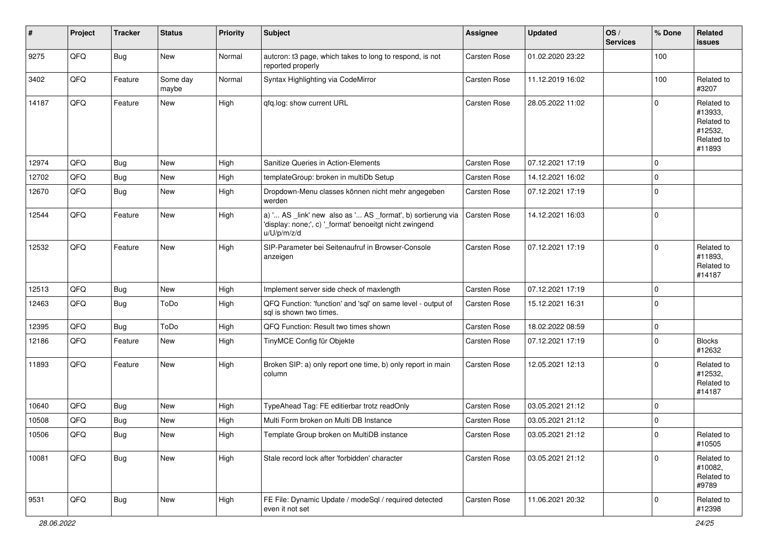| # | Project | Tracker | Status | Priority | Subject | Assignee | Updated | OS / Services | % Done | Related issues |
|---|---|---|---|---|---|---|---|---|---|---|
| 9275 | QFQ | Bug | New | Normal | autcron: t3 page, which takes to long to respond, is not reported properly | Carsten Rose | 01.02.2020 23:22 | | 100 | |
| 3402 | QFQ | Feature | Some day maybe | Normal | Syntax Highlighting via CodeMirror | Carsten Rose | 11.12.2019 16:02 | | 100 | Related to #3207 |
| 14187 | QFQ | Feature | New | High | qfq.log: show current URL | Carsten Rose | 28.05.2022 11:02 | | 0 | Related to #13933, Related to #12532, Related to #11893 |
| 12974 | QFQ | Bug | New | High | Sanitize Queries in Action-Elements | Carsten Rose | 07.12.2021 17:19 | | 0 | |
| 12702 | QFQ | Bug | New | High | templateGroup: broken in multiDb Setup | Carsten Rose | 14.12.2021 16:02 | | 0 | |
| 12670 | QFQ | Bug | New | High | Dropdown-Menu classes können nicht mehr angegeben werden | Carsten Rose | 07.12.2021 17:19 | | 0 | |
| 12544 | QFQ | Feature | New | High | a) '... AS _link' new also as '... AS _format', b) sortierung via 'display: none;', c) '_format' benoeitgt nicht zwingend u/U/p/m/z/d | Carsten Rose | 14.12.2021 16:03 | | 0 | |
| 12532 | QFQ | Feature | New | High | SIP-Parameter bei Seitenaufruf in Browser-Console anzeigen | Carsten Rose | 07.12.2021 17:19 | | 0 | Related to #11893, Related to #14187 |
| 12513 | QFQ | Bug | New | High | Implement server side check of maxlength | Carsten Rose | 07.12.2021 17:19 | | 0 | |
| 12463 | QFQ | Bug | ToDo | High | QFQ Function: 'function' and 'sql' on same level - output of sql is shown two times. | Carsten Rose | 15.12.2021 16:31 | | 0 | |
| 12395 | QFQ | Bug | ToDo | High | QFQ Function: Result two times shown | Carsten Rose | 18.02.2022 08:59 | | 0 | |
| 12186 | QFQ | Feature | New | High | TinyMCE Config für Objekte | Carsten Rose | 07.12.2021 17:19 | | 0 | Blocks #12632 |
| 11893 | QFQ | Feature | New | High | Broken SIP: a) only report one time, b) only report in main column | Carsten Rose | 12.05.2021 12:13 | | 0 | Related to #12532, Related to #14187 |
| 10640 | QFQ | Bug | New | High | TypeAhead Tag: FE editierbar trotz readOnly | Carsten Rose | 03.05.2021 21:12 | | 0 | |
| 10508 | QFQ | Bug | New | High | Multi Form broken on Multi DB Instance | Carsten Rose | 03.05.2021 21:12 | | 0 | |
| 10506 | QFQ | Bug | New | High | Template Group broken on MultiDB instance | Carsten Rose | 03.05.2021 21:12 | | 0 | Related to #10505 |
| 10081 | QFQ | Bug | New | High | Stale record lock after 'forbidden' character | Carsten Rose | 03.05.2021 21:12 | | 0 | Related to #10082, Related to #9789 |
| 9531 | QFQ | Bug | New | High | FE File: Dynamic Update / modeSql / required detected even it not set | Carsten Rose | 11.06.2021 20:32 | | 0 | Related to #12398 |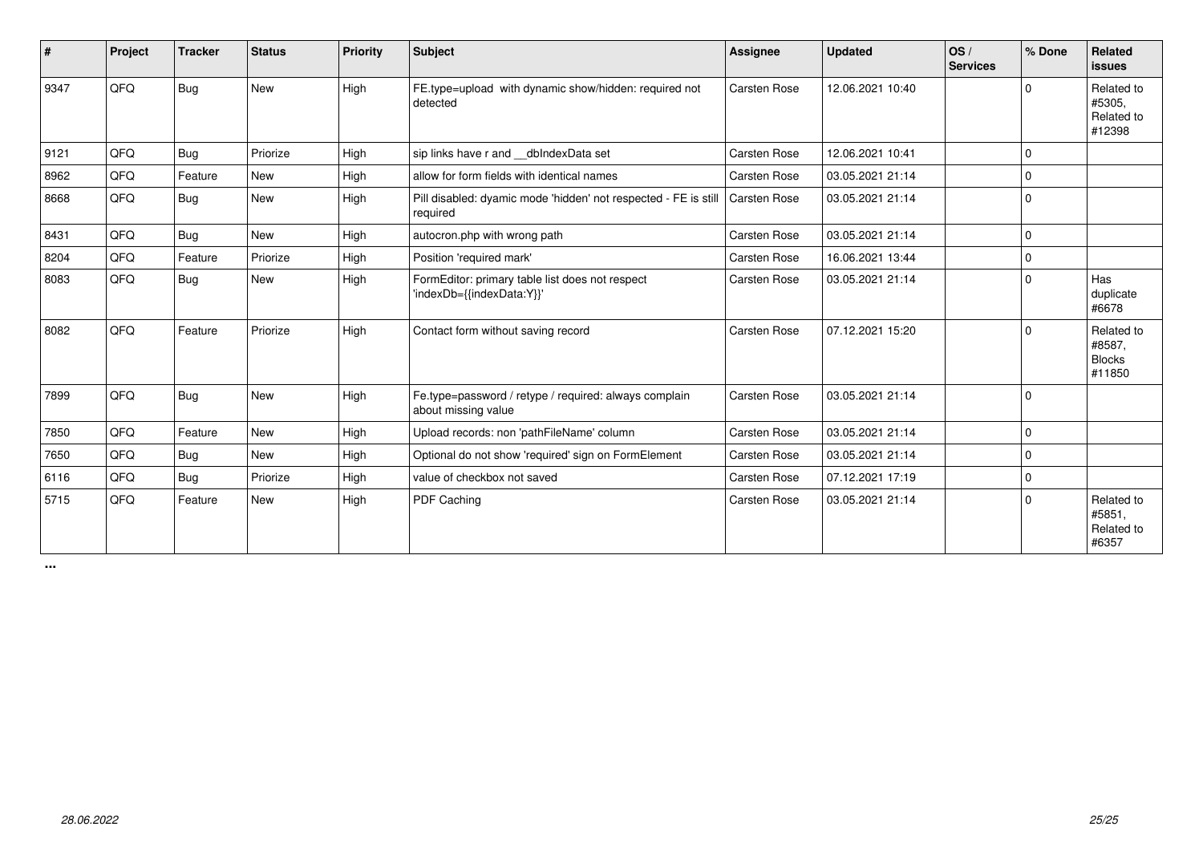| # | Project | Tracker | Status | Priority | Subject | Assignee | Updated | OS / Services | % Done | Related issues |
|---|---|---|---|---|---|---|---|---|---|---|
| 9347 | QFQ | Bug | New | High | FE.type=upload with dynamic show/hidden: required not detected | Carsten Rose | 12.06.2021 10:40 | | 0 | Related to #5305, Related to #12398 |
| 9121 | QFQ | Bug | Priorize | High | sip links have r and __dbIndexData set | Carsten Rose | 12.06.2021 10:41 | | 0 | |
| 8962 | QFQ | Feature | New | High | allow for form fields with identical names | Carsten Rose | 03.05.2021 21:14 | | 0 | |
| 8668 | QFQ | Bug | New | High | Pill disabled: dyamic mode 'hidden' not respected - FE is still required | Carsten Rose | 03.05.2021 21:14 | | 0 | |
| 8431 | QFQ | Bug | New | High | autocron.php with wrong path | Carsten Rose | 03.05.2021 21:14 | | 0 | |
| 8204 | QFQ | Feature | Priorize | High | Position 'required mark' | Carsten Rose | 16.06.2021 13:44 | | 0 | |
| 8083 | QFQ | Bug | New | High | FormEditor: primary table list does not respect 'indexDb={{indexData:Y}}' | Carsten Rose | 03.05.2021 21:14 | | 0 | Has duplicate #6678 |
| 8082 | QFQ | Feature | Priorize | High | Contact form without saving record | Carsten Rose | 07.12.2021 15:20 | | 0 | Related to #8587, Blocks #11850 |
| 7899 | QFQ | Bug | New | High | Fe.type=password / retype / required: always complain about missing value | Carsten Rose | 03.05.2021 21:14 | | 0 | |
| 7850 | QFQ | Feature | New | High | Upload records: non 'pathFileName' column | Carsten Rose | 03.05.2021 21:14 | | 0 | |
| 7650 | QFQ | Bug | New | High | Optional do not show 'required' sign on FormElement | Carsten Rose | 03.05.2021 21:14 | | 0 | |
| 6116 | QFQ | Bug | Priorize | High | value of checkbox not saved | Carsten Rose | 07.12.2021 17:19 | | 0 | |
| 5715 | QFQ | Feature | New | High | PDF Caching | Carsten Rose | 03.05.2021 21:14 | | 0 | Related to #5851, Related to #6357 |

...